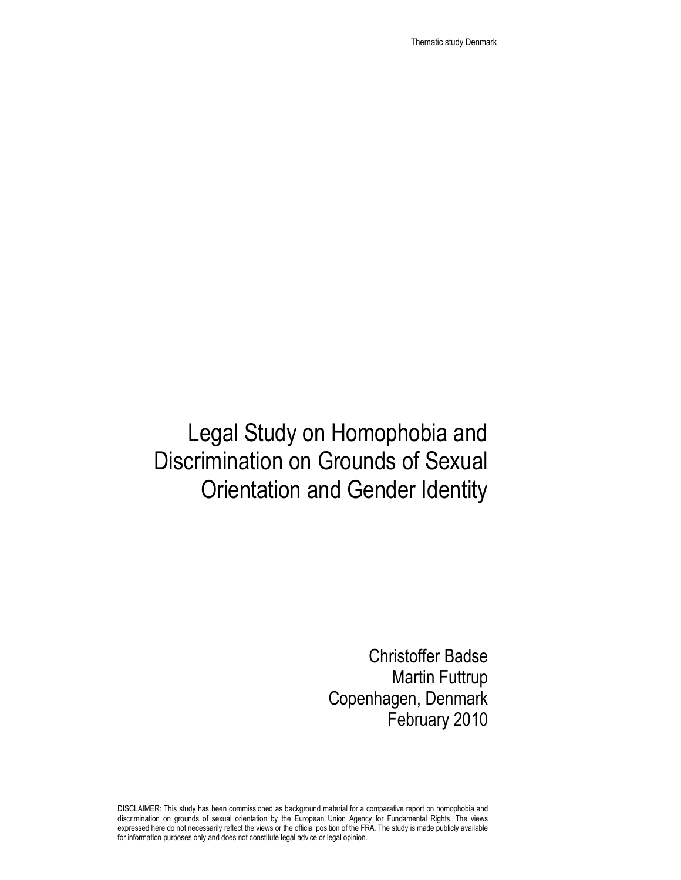# Legal Study on Homophobia and Discrimination on Grounds of Sexual Orientation and Gender Identity

Christoffer Badse
Martin Futtrup
Copenhagen, Denmark
February 2010

DISCLAIMER: This study has been commissioned as background material for a comparative report on homophobia and discrimination on grounds of sexual orientation by the European Union Agency for Fundamental Rights. The views expressed here do not necessarily reflect the views or the official position of the FRA. The study is made publicly available for information purposes only and does not constitute legal advice or legal opinion.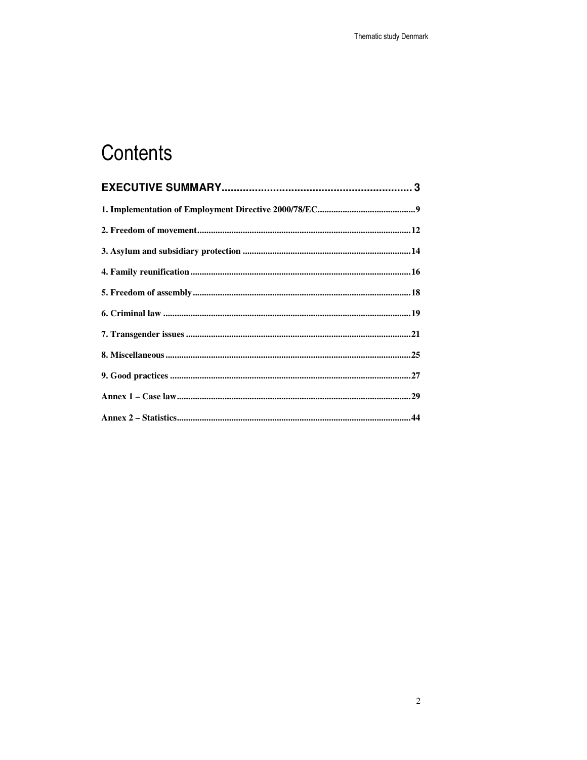# Contents

**EXECUTIVE SUMMARY ... 3**

**1. Implementation of Employment Directive 2000/78/EC ... 9**

**2. Freedom of movement ... 12**

**3. Asylum and subsidiary protection ... 14**

**4. Family reunification ... 16**

**5. Freedom of assembly ... 18**

**6. Criminal law ... 19**

**7. Transgender issues ... 21**

**8. Miscellaneous ... 25**

**9. Good practices ... 27**

**Annex 1 – Case law ... 29**

**Annex 2 – Statistics ... 44**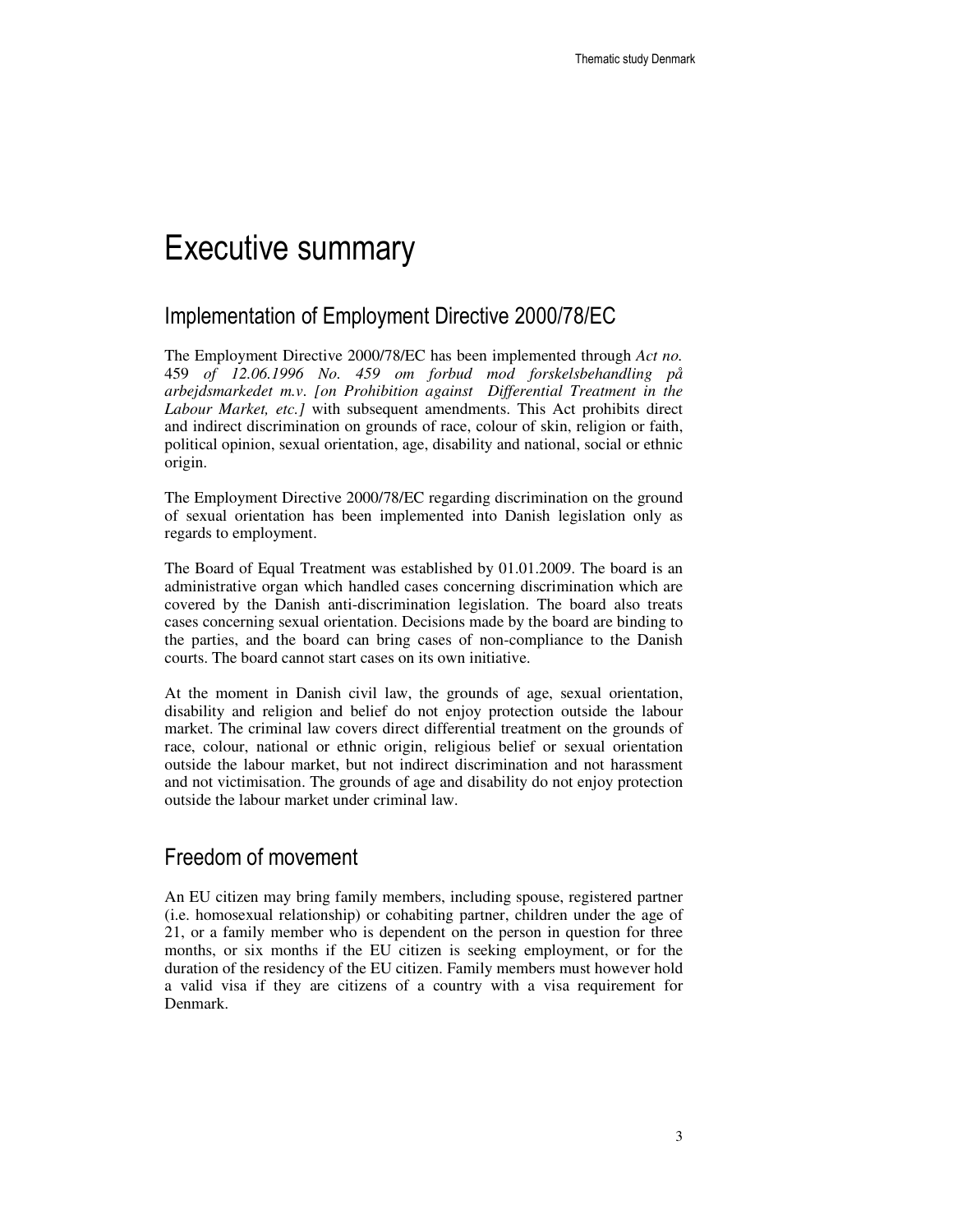# Executive summary

## Implementation of Employment Directive 2000/78/EC

The Employment Directive 2000/78/EC has been implemented through *Act no.* 459 *of 12.06.1996 No. 459 om forbud mod forskelsbehandling på arbejdsmarkedet m.v. [on Prohibition against Differential Treatment in the Labour Market, etc.]* with subsequent amendments. This Act prohibits direct and indirect discrimination on grounds of race, colour of skin, religion or faith, political opinion, sexual orientation, age, disability and national, social or ethnic origin.

The Employment Directive 2000/78/EC regarding discrimination on the ground of sexual orientation has been implemented into Danish legislation only as regards to employment.

The Board of Equal Treatment was established by 01.01.2009. The board is an administrative organ which handled cases concerning discrimination which are covered by the Danish anti-discrimination legislation. The board also treats cases concerning sexual orientation. Decisions made by the board are binding to the parties, and the board can bring cases of non-compliance to the Danish courts. The board cannot start cases on its own initiative.

At the moment in Danish civil law, the grounds of age, sexual orientation, disability and religion and belief do not enjoy protection outside the labour market. The criminal law covers direct differential treatment on the grounds of race, colour, national or ethnic origin, religious belief or sexual orientation outside the labour market, but not indirect discrimination and not harassment and not victimisation. The grounds of age and disability do not enjoy protection outside the labour market under criminal law.

## Freedom of movement

An EU citizen may bring family members, including spouse, registered partner (i.e. homosexual relationship) or cohabiting partner, children under the age of 21, or a family member who is dependent on the person in question for three months, or six months if the EU citizen is seeking employment, or for the duration of the residency of the EU citizen. Family members must however hold a valid visa if they are citizens of a country with a visa requirement for Denmark.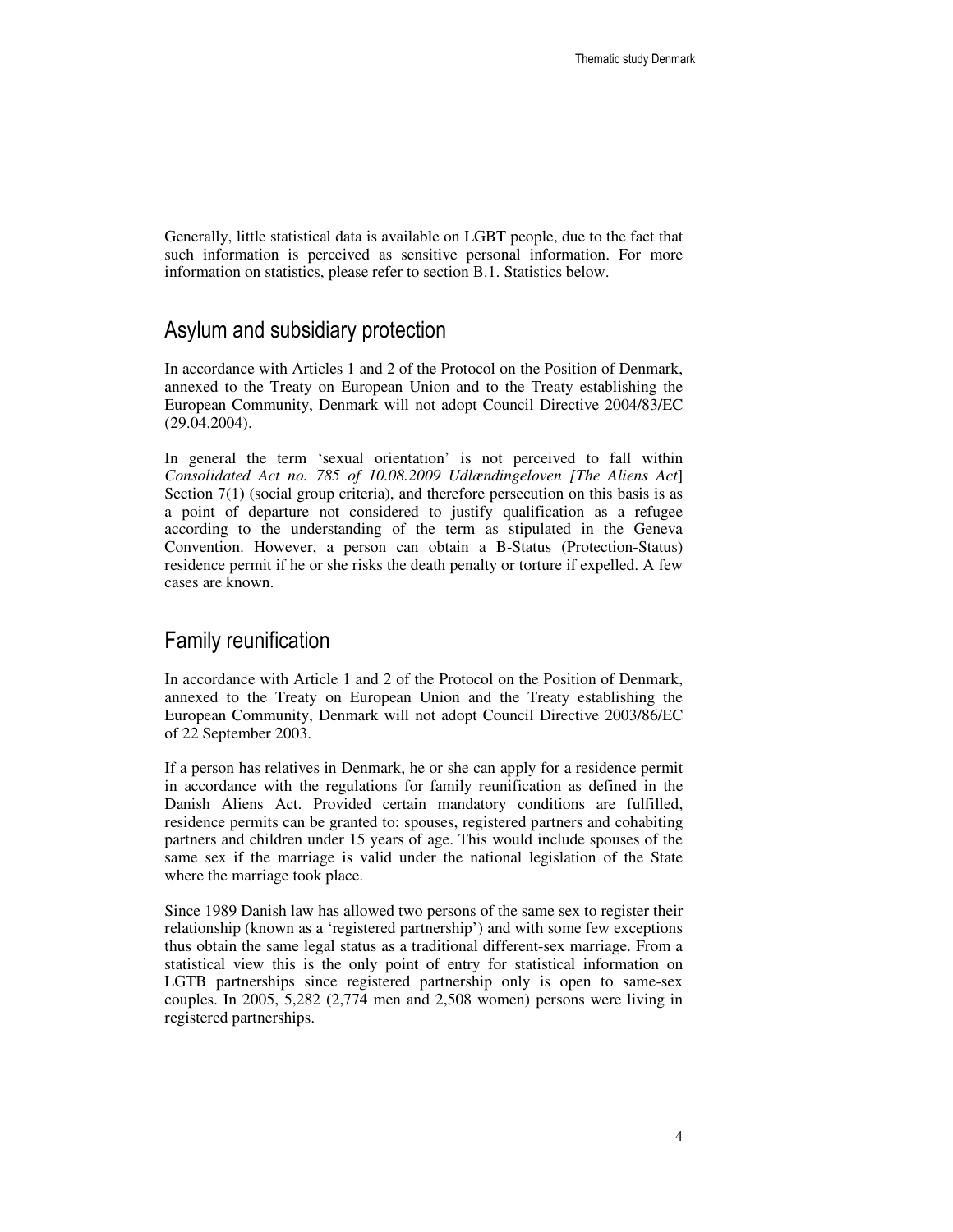Generally, little statistical data is available on LGBT people, due to the fact that such information is perceived as sensitive personal information. For more information on statistics, please refer to section B.1. Statistics below.

## Asylum and subsidiary protection

In accordance with Articles 1 and 2 of the Protocol on the Position of Denmark, annexed to the Treaty on European Union and to the Treaty establishing the European Community, Denmark will not adopt Council Directive 2004/83/EC (29.04.2004).

In general the term 'sexual orientation' is not perceived to fall within *Consolidated Act no. 785 of 10.08.2009 Udlændingeloven [The Aliens Act*] Section 7(1) (social group criteria), and therefore persecution on this basis is as a point of departure not considered to justify qualification as a refugee according to the understanding of the term as stipulated in the Geneva Convention. However, a person can obtain a B-Status (Protection-Status) residence permit if he or she risks the death penalty or torture if expelled. A few cases are known.

## Family reunification

In accordance with Article 1 and 2 of the Protocol on the Position of Denmark, annexed to the Treaty on European Union and the Treaty establishing the European Community, Denmark will not adopt Council Directive 2003/86/EC of 22 September 2003.

If a person has relatives in Denmark, he or she can apply for a residence permit in accordance with the regulations for family reunification as defined in the Danish Aliens Act. Provided certain mandatory conditions are fulfilled, residence permits can be granted to: spouses, registered partners and cohabiting partners and children under 15 years of age. This would include spouses of the same sex if the marriage is valid under the national legislation of the State where the marriage took place.

Since 1989 Danish law has allowed two persons of the same sex to register their relationship (known as a 'registered partnership') and with some few exceptions thus obtain the same legal status as a traditional different-sex marriage. From a statistical view this is the only point of entry for statistical information on LGTB partnerships since registered partnership only is open to same-sex couples. In 2005, 5,282 (2,774 men and 2,508 women) persons were living in registered partnerships.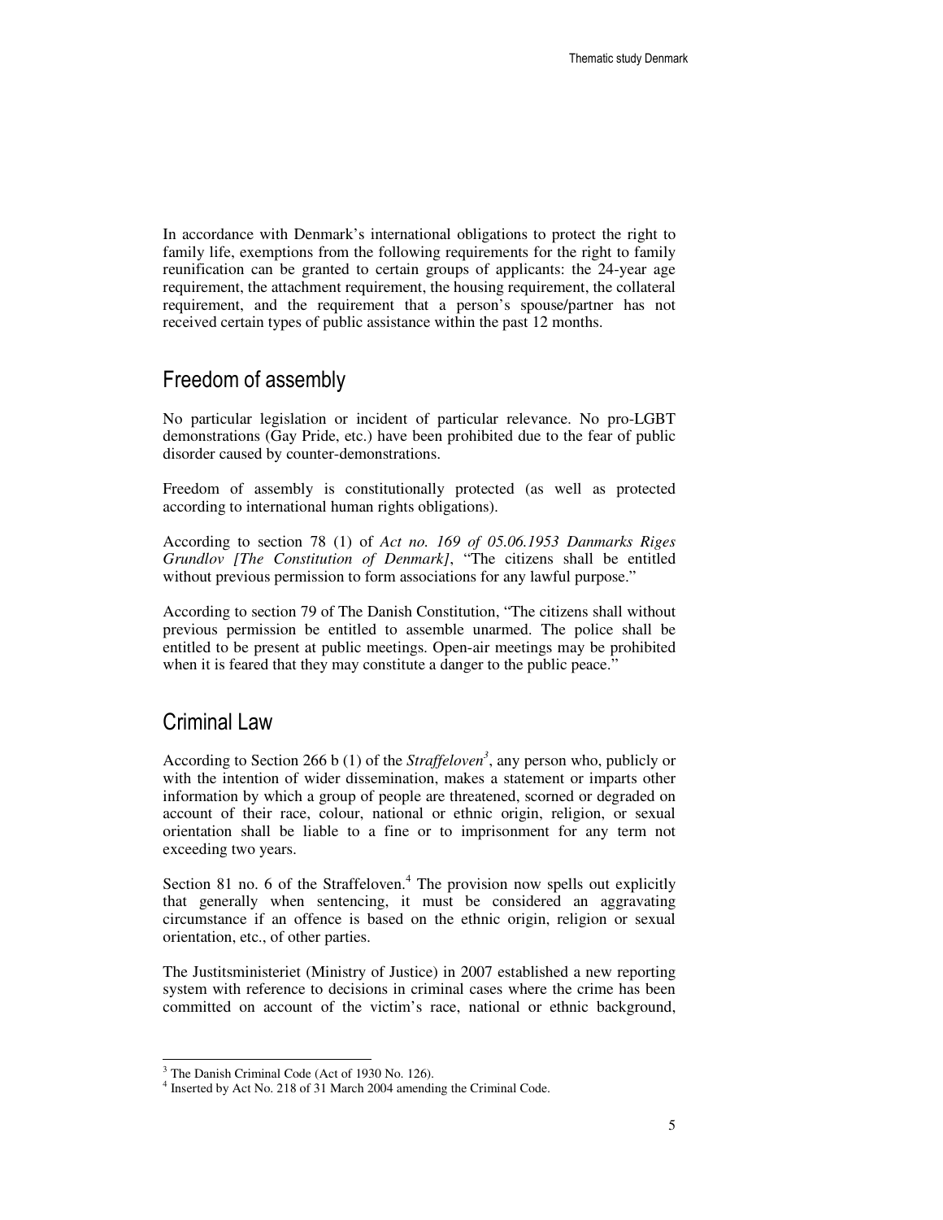In accordance with Denmark's international obligations to protect the right to family life, exemptions from the following requirements for the right to family reunification can be granted to certain groups of applicants: the 24-year age requirement, the attachment requirement, the housing requirement, the collateral requirement, and the requirement that a person's spouse/partner has not received certain types of public assistance within the past 12 months.

## Freedom of assembly

No particular legislation or incident of particular relevance. No pro-LGBT demonstrations (Gay Pride, etc.) have been prohibited due to the fear of public disorder caused by counter-demonstrations.

Freedom of assembly is constitutionally protected (as well as protected according to international human rights obligations).

According to section 78 (1) of *Act no. 169 of 05.06.1953 Danmarks Riges Grundlov [The Constitution of Denmark]*, "The citizens shall be entitled without previous permission to form associations for any lawful purpose."

According to section 79 of The Danish Constitution, "The citizens shall without previous permission be entitled to assemble unarmed. The police shall be entitled to be present at public meetings. Open-air meetings may be prohibited when it is feared that they may constitute a danger to the public peace."

## Criminal Law

According to Section 266 b (1) of the *Straffeloven*[3], any person who, publicly or with the intention of wider dissemination, makes a statement or imparts other information by which a group of people are threatened, scorned or degraded on account of their race, colour, national or ethnic origin, religion, or sexual orientation shall be liable to a fine or to imprisonment for any term not exceeding two years.

Section 81 no. 6 of the Straffeloven.[4] The provision now spells out explicitly that generally when sentencing, it must be considered an aggravating circumstance if an offence is based on the ethnic origin, religion or sexual orientation, etc., of other parties.

The Justitsministeriet (Ministry of Justice) in 2007 established a new reporting system with reference to decisions in criminal cases where the crime has been committed on account of the victim's race, national or ethnic background,

[3] The Danish Criminal Code (Act of 1930 No. 126).

[4] Inserted by Act No. 218 of 31 March 2004 amending the Criminal Code.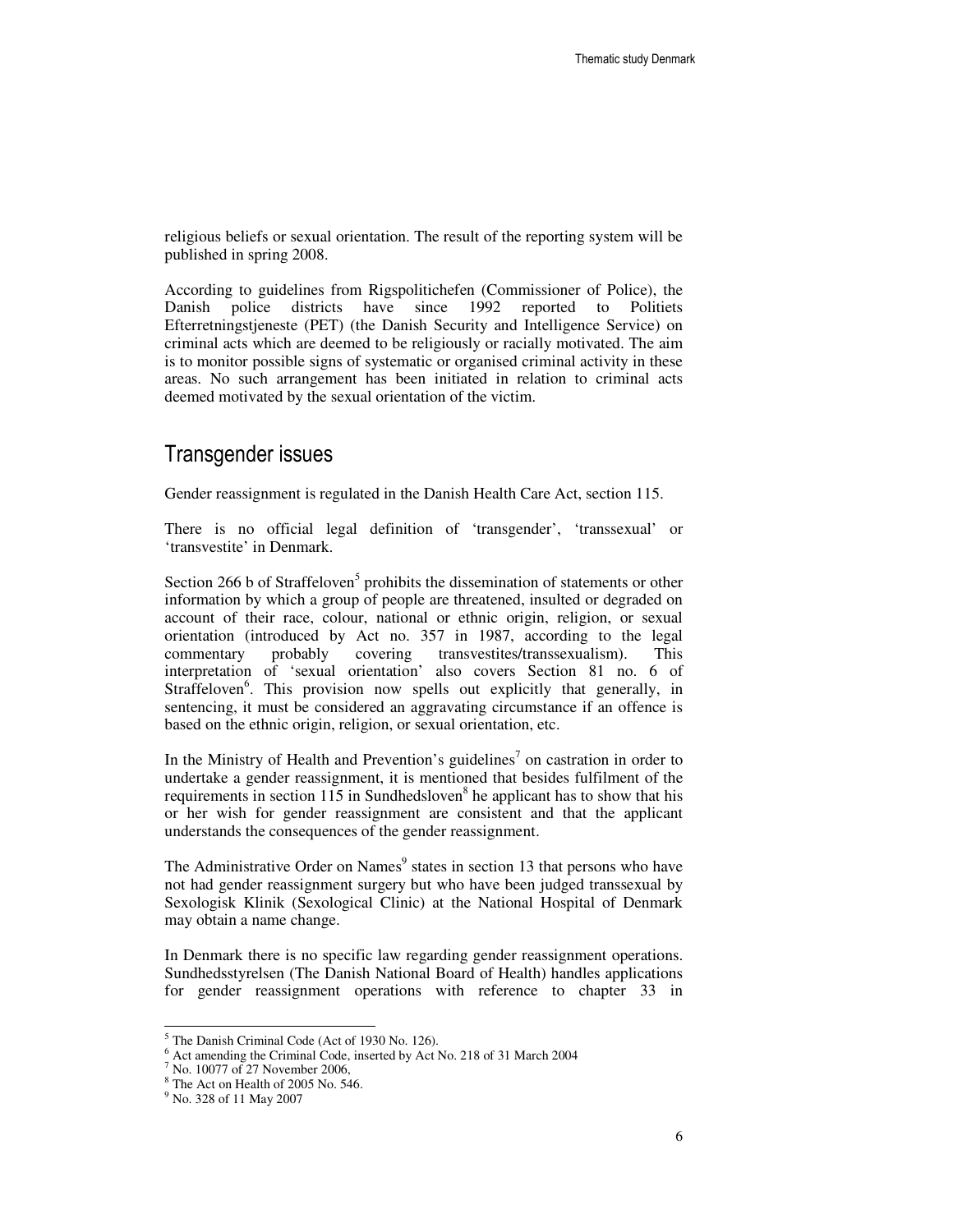religious beliefs or sexual orientation. The result of the reporting system will be published in spring 2008.

According to guidelines from Rigspolitichefen (Commissioner of Police), the Danish police districts have since 1992 reported to Politiets Efterretningstjeneste (PET) (the Danish Security and Intelligence Service) on criminal acts which are deemed to be religiously or racially motivated. The aim is to monitor possible signs of systematic or organised criminal activity in these areas. No such arrangement has been initiated in relation to criminal acts deemed motivated by the sexual orientation of the victim.

## Transgender issues

Gender reassignment is regulated in the Danish Health Care Act, section 115.

There is no official legal definition of 'transgender', 'transsexual' or 'transvestite' in Denmark.

Section 266 b of Straffeloven[5] prohibits the dissemination of statements or other information by which a group of people are threatened, insulted or degraded on account of their race, colour, national or ethnic origin, religion, or sexual orientation (introduced by Act no. 357 in 1987, according to the legal commentary probably covering transvestites/transsexualism). This interpretation of 'sexual orientation' also covers Section 81 no. 6 of Straffeloven[6]. This provision now spells out explicitly that generally, in sentencing, it must be considered an aggravating circumstance if an offence is based on the ethnic origin, religion, or sexual orientation, etc.

In the Ministry of Health and Prevention's guidelines[7] on castration in order to undertake a gender reassignment, it is mentioned that besides fulfilment of the requirements in section 115 in Sundhedsloven[8] he applicant has to show that his or her wish for gender reassignment are consistent and that the applicant understands the consequences of the gender reassignment.

The Administrative Order on Names[9] states in section 13 that persons who have not had gender reassignment surgery but who have been judged transsexual by Sexologisk Klinik (Sexological Clinic) at the National Hospital of Denmark may obtain a name change.

In Denmark there is no specific law regarding gender reassignment operations. Sundhedsstyrelsen (The Danish National Board of Health) handles applications for gender reassignment operations with reference to chapter 33 in

---

[5] The Danish Criminal Code (Act of 1930 No. 126).

[6] Act amending the Criminal Code, inserted by Act No. 218 of 31 March 2004

[7] No. 10077 of 27 November 2006,

[8] The Act on Health of 2005 No. 546.

[9] No. 328 of 11 May 2007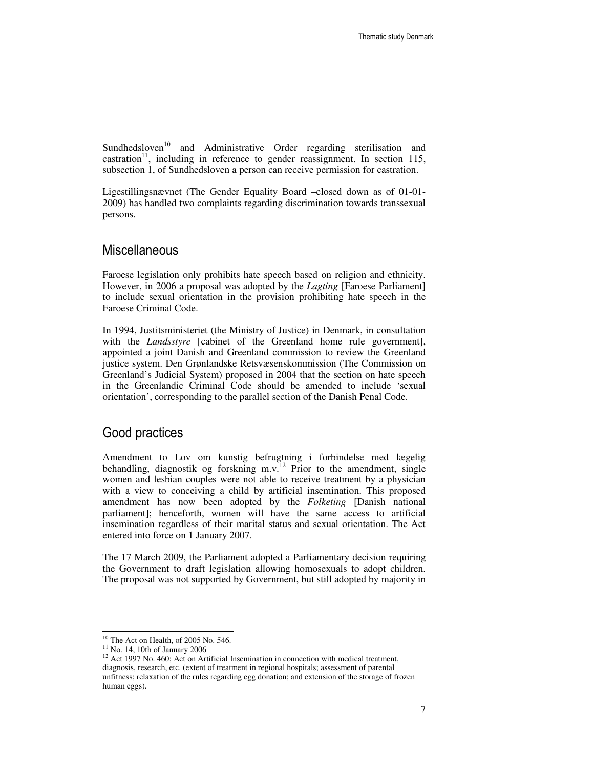Sundhedsloven[10] and Administrative Order regarding sterilisation and castration[11], including in reference to gender reassignment. In section 115, subsection 1, of Sundhedsloven a person can receive permission for castration.

Ligestillingsnævnet (The Gender Equality Board –closed down as of 01-01-2009) has handled two complaints regarding discrimination towards transsexual persons.

## Miscellaneous

Faroese legislation only prohibits hate speech based on religion and ethnicity. However, in 2006 a proposal was adopted by the *Lagting* [Faroese Parliament] to include sexual orientation in the provision prohibiting hate speech in the Faroese Criminal Code.

In 1994, Justitsministeriet (the Ministry of Justice) in Denmark, in consultation with the *Landsstyre* [cabinet of the Greenland home rule government], appointed a joint Danish and Greenland commission to review the Greenland justice system. Den Grønlandske Retsvæsenskommission (The Commission on Greenland's Judicial System) proposed in 2004 that the section on hate speech in the Greenlandic Criminal Code should be amended to include 'sexual orientation', corresponding to the parallel section of the Danish Penal Code.

## Good practices

Amendment to Lov om kunstig befrugtning i forbindelse med lægelig behandling, diagnostik og forskning m.v.[12] Prior to the amendment, single women and lesbian couples were not able to receive treatment by a physician with a view to conceiving a child by artificial insemination. This proposed amendment has now been adopted by the *Folketing* [Danish national parliament]; henceforth, women will have the same access to artificial insemination regardless of their marital status and sexual orientation. The Act entered into force on 1 January 2007.

The 17 March 2009, the Parliament adopted a Parliamentary decision requiring the Government to draft legislation allowing homosexuals to adopt children. The proposal was not supported by Government, but still adopted by majority in

---

[10] The Act on Health, of 2005 No. 546.

[11] No. 14, 10th of January 2006

[12] Act 1997 No. 460; Act on Artificial Insemination in connection with medical treatment, diagnosis, research, etc. (extent of treatment in regional hospitals; assessment of parental unfitness; relaxation of the rules regarding egg donation; and extension of the storage of frozen human eggs).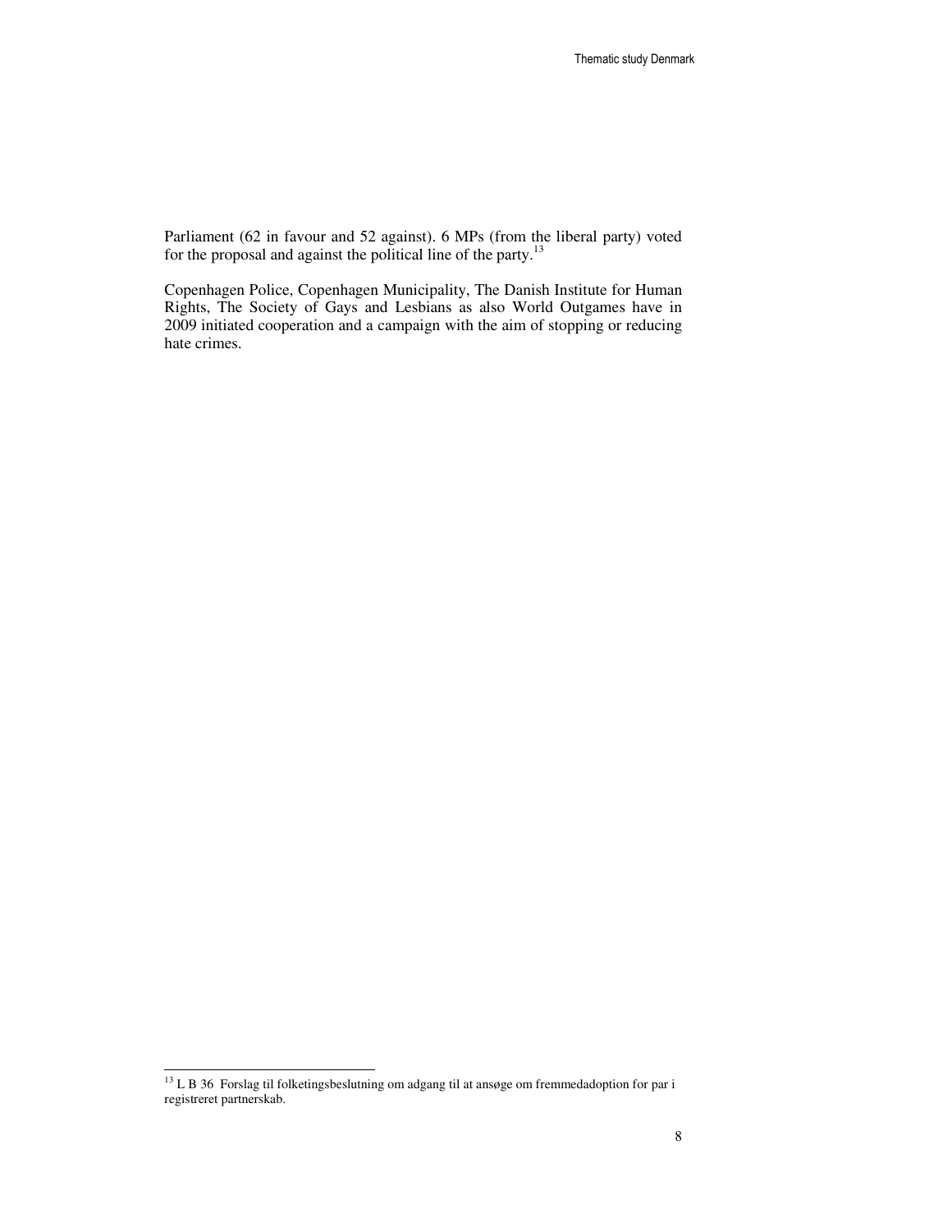Parliament (62 in favour and 52 against). 6 MPs (from the liberal party) voted for the proposal and against the political line of the party.[13]

Copenhagen Police, Copenhagen Municipality, The Danish Institute for Human Rights, The Society of Gays and Lesbians as also World Outgames have in 2009 initiated cooperation and a campaign with the aim of stopping or reducing hate crimes.

---

[13] L B 36 Forslag til folketingsbeslutning om adgang til at ansøge om fremmedadoption for par i registreret partnerskab.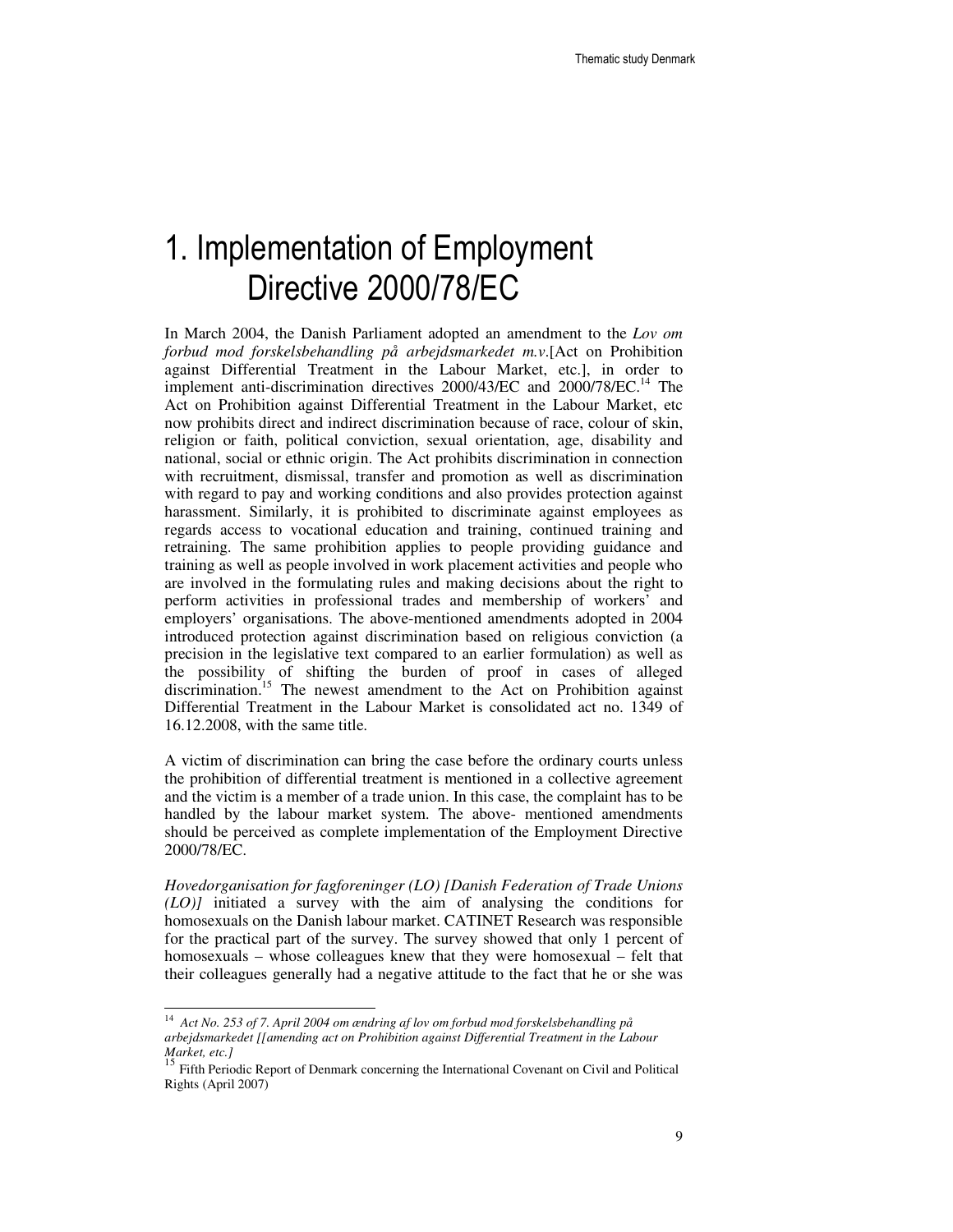# 1. Implementation of Employment Directive 2000/78/EC

In March 2004, the Danish Parliament adopted an amendment to the *Lov om forbud mod forskelsbehandling på arbejdsmarkedet m.v*.[Act on Prohibition against Differential Treatment in the Labour Market, etc.], in order to implement anti-discrimination directives 2000/43/EC and 2000/78/EC.[14] The Act on Prohibition against Differential Treatment in the Labour Market, etc now prohibits direct and indirect discrimination because of race, colour of skin, religion or faith, political conviction, sexual orientation, age, disability and national, social or ethnic origin. The Act prohibits discrimination in connection with recruitment, dismissal, transfer and promotion as well as discrimination with regard to pay and working conditions and also provides protection against harassment. Similarly, it is prohibited to discriminate against employees as regards access to vocational education and training, continued training and retraining. The same prohibition applies to people providing guidance and training as well as people involved in work placement activities and people who are involved in the formulating rules and making decisions about the right to perform activities in professional trades and membership of workers' and employers' organisations. The above-mentioned amendments adopted in 2004 introduced protection against discrimination based on religious conviction (a precision in the legislative text compared to an earlier formulation) as well as the possibility of shifting the burden of proof in cases of alleged discrimination.[15] The newest amendment to the Act on Prohibition against Differential Treatment in the Labour Market is consolidated act no. 1349 of 16.12.2008, with the same title.

A victim of discrimination can bring the case before the ordinary courts unless the prohibition of differential treatment is mentioned in a collective agreement and the victim is a member of a trade union. In this case, the complaint has to be handled by the labour market system. The above- mentioned amendments should be perceived as complete implementation of the Employment Directive 2000/78/EC.

*Hovedorganisation for fagforeninger (LO) [Danish Federation of Trade Unions (LO)]* initiated a survey with the aim of analysing the conditions for homosexuals on the Danish labour market. CATINET Research was responsible for the practical part of the survey. The survey showed that only 1 percent of homosexuals – whose colleagues knew that they were homosexual – felt that their colleagues generally had a negative attitude to the fact that he or she was

---

[14] *Act No. 253 of 7. April 2004 om ændring af lov om forbud mod forskelsbehandling på arbejdsmarkedet [[amending act on Prohibition against Differential Treatment in the Labour Market, etc.]*

[15] Fifth Periodic Report of Denmark concerning the International Covenant on Civil and Political Rights (April 2007)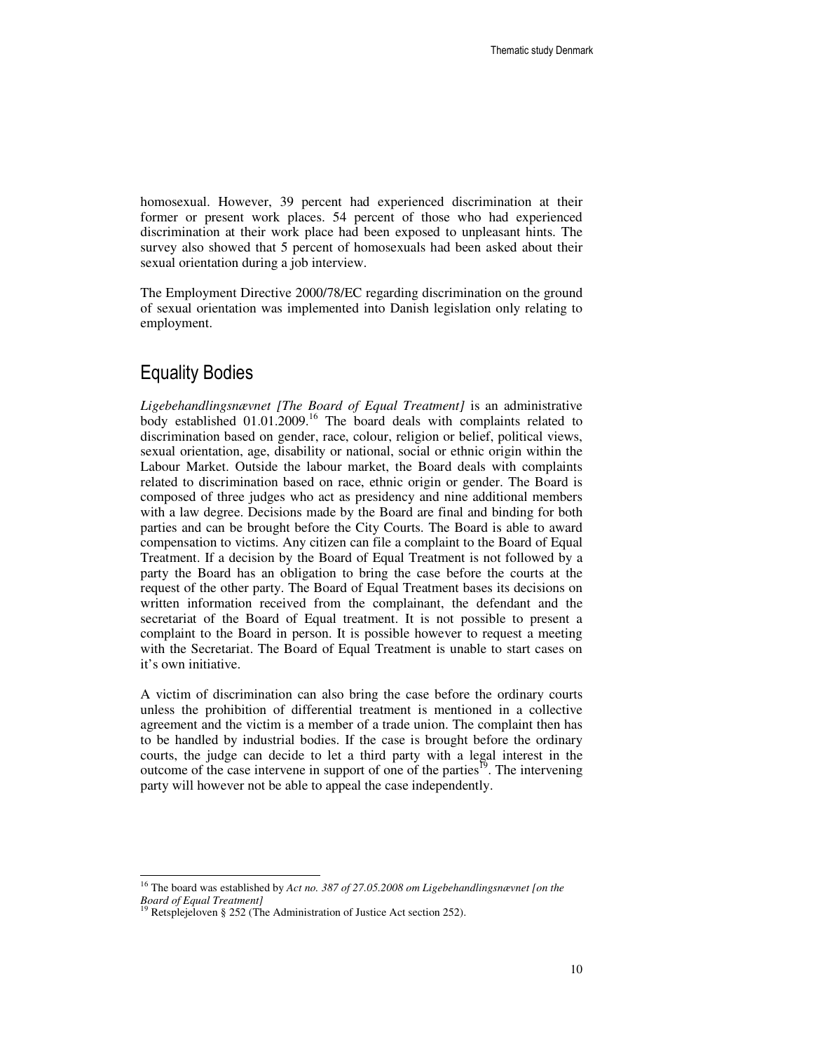homosexual. However, 39 percent had experienced discrimination at their former or present work places. 54 percent of those who had experienced discrimination at their work place had been exposed to unpleasant hints. The survey also showed that 5 percent of homosexuals had been asked about their sexual orientation during a job interview.

The Employment Directive 2000/78/EC regarding discrimination on the ground of sexual orientation was implemented into Danish legislation only relating to employment.

## Equality Bodies

*Ligebehandlingsnævnet [The Board of Equal Treatment]* is an administrative body established 01.01.2009.[16] The board deals with complaints related to discrimination based on gender, race, colour, religion or belief, political views, sexual orientation, age, disability or national, social or ethnic origin within the Labour Market. Outside the labour market, the Board deals with complaints related to discrimination based on race, ethnic origin or gender. The Board is composed of three judges who act as presidency and nine additional members with a law degree. Decisions made by the Board are final and binding for both parties and can be brought before the City Courts. The Board is able to award compensation to victims. Any citizen can file a complaint to the Board of Equal Treatment. If a decision by the Board of Equal Treatment is not followed by a party the Board has an obligation to bring the case before the courts at the request of the other party. The Board of Equal Treatment bases its decisions on written information received from the complainant, the defendant and the secretariat of the Board of Equal treatment. It is not possible to present a complaint to the Board in person. It is possible however to request a meeting with the Secretariat. The Board of Equal Treatment is unable to start cases on it's own initiative.

A victim of discrimination can also bring the case before the ordinary courts unless the prohibition of differential treatment is mentioned in a collective agreement and the victim is a member of a trade union. The complaint then has to be handled by industrial bodies. If the case is brought before the ordinary courts, the judge can decide to let a third party with a legal interest in the outcome of the case intervene in support of one of the parties[19]. The intervening party will however not be able to appeal the case independently.

---

[16] The board was established by *Act no. 387 of 27.05.2008 om Ligebehandlingsnævnet [on the Board of Equal Treatment]*

[19] Retsplejeloven § 252 (The Administration of Justice Act section 252).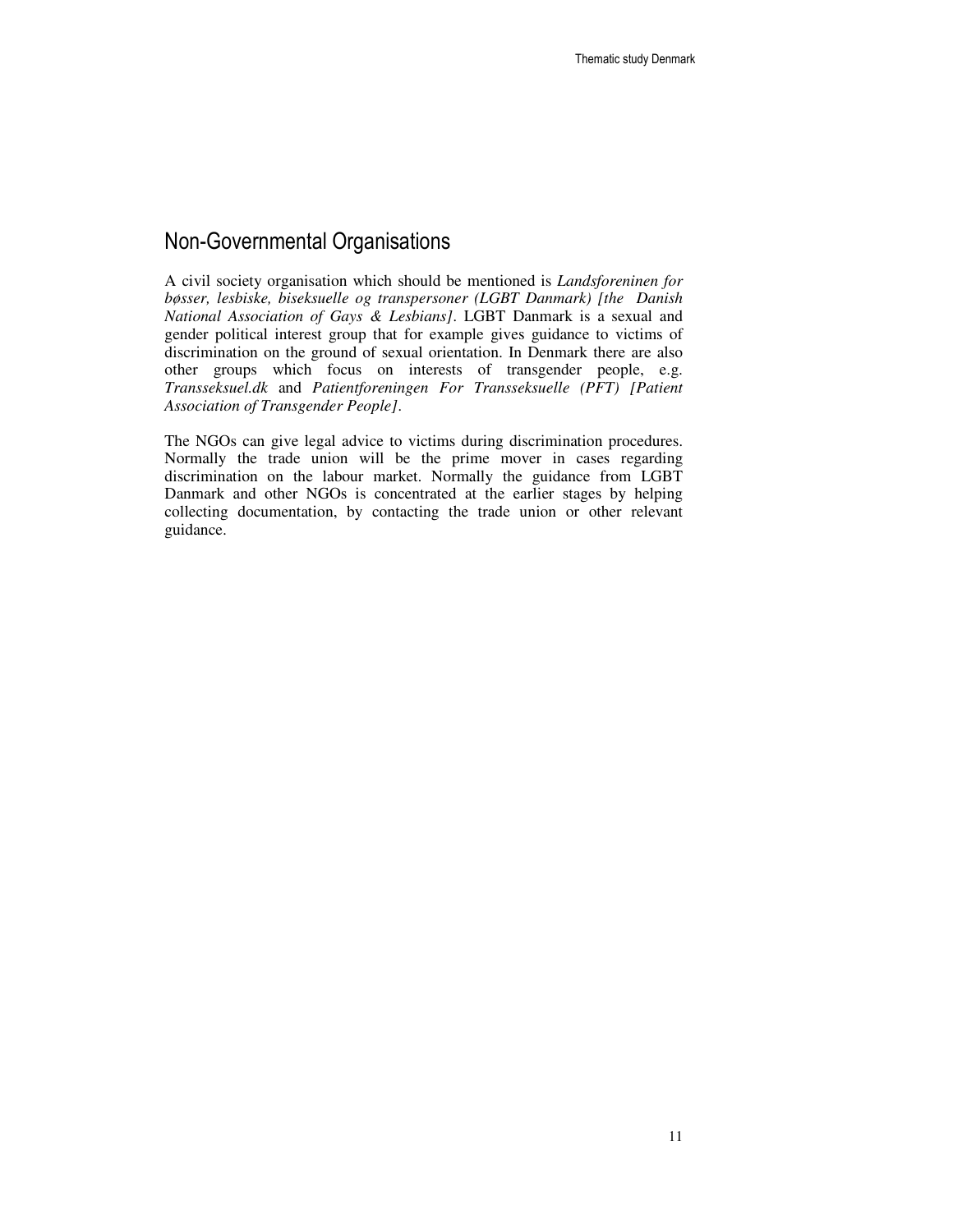## Non-Governmental Organisations

A civil society organisation which should be mentioned is *Landsforeninen for bøsser, lesbiske, biseksuelle og transpersoner (LGBT Danmark) [the Danish National Association of Gays & Lesbians]*. LGBT Danmark is a sexual and gender political interest group that for example gives guidance to victims of discrimination on the ground of sexual orientation. In Denmark there are also other groups which focus on interests of transgender people, e.g. *Transseksuel.dk* and *Patientforeningen For Transseksuelle (PFT) [Patient Association of Transgender People]*.

The NGOs can give legal advice to victims during discrimination procedures. Normally the trade union will be the prime mover in cases regarding discrimination on the labour market. Normally the guidance from LGBT Danmark and other NGOs is concentrated at the earlier stages by helping collecting documentation, by contacting the trade union or other relevant guidance.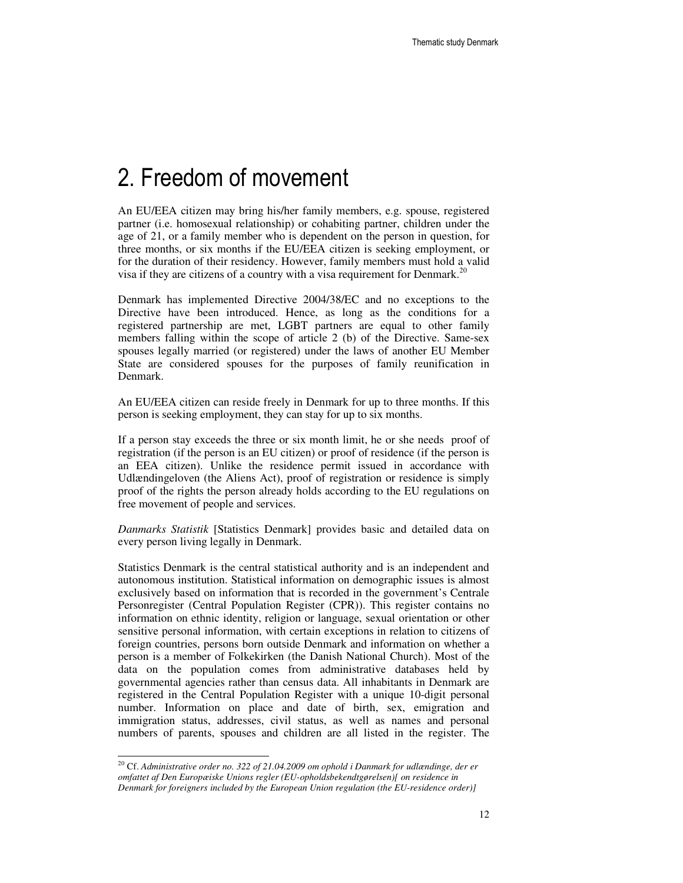# 2. Freedom of movement

An EU/EEA citizen may bring his/her family members, e.g. spouse, registered partner (i.e. homosexual relationship) or cohabiting partner, children under the age of 21, or a family member who is dependent on the person in question, for three months, or six months if the EU/EEA citizen is seeking employment, or for the duration of their residency. However, family members must hold a valid visa if they are citizens of a country with a visa requirement for Denmark.[20]

Denmark has implemented Directive 2004/38/EC and no exceptions to the Directive have been introduced. Hence, as long as the conditions for a registered partnership are met, LGBT partners are equal to other family members falling within the scope of article 2 (b) of the Directive. Same-sex spouses legally married (or registered) under the laws of another EU Member State are considered spouses for the purposes of family reunification in Denmark.

An EU/EEA citizen can reside freely in Denmark for up to three months. If this person is seeking employment, they can stay for up to six months.

If a person stay exceeds the three or six month limit, he or she needs proof of registration (if the person is an EU citizen) or proof of residence (if the person is an EEA citizen). Unlike the residence permit issued in accordance with Udlændingeloven (the Aliens Act), proof of registration or residence is simply proof of the rights the person already holds according to the EU regulations on free movement of people and services.

*Danmarks Statistik* [Statistics Denmark] provides basic and detailed data on every person living legally in Denmark.

Statistics Denmark is the central statistical authority and is an independent and autonomous institution. Statistical information on demographic issues is almost exclusively based on information that is recorded in the government's Centrale Personregister (Central Population Register (CPR)). This register contains no information on ethnic identity, religion or language, sexual orientation or other sensitive personal information, with certain exceptions in relation to citizens of foreign countries, persons born outside Denmark and information on whether a person is a member of Folkekirken (the Danish National Church). Most of the data on the population comes from administrative databases held by governmental agencies rather than census data. All inhabitants in Denmark are registered in the Central Population Register with a unique 10-digit personal number. Information on place and date of birth, sex, emigration and immigration status, addresses, civil status, as well as names and personal numbers of parents, spouses and children are all listed in the register. The

---

[20] Cf. *Administrative order no. 322 of 21.04.2009 om ophold i Danmark for udlændinge, der er omfattet af Den Europæiske Unions regler (EU-opholdsbekendtgørelsen)[ on residence in Denmark for foreigners included by the European Union regulation (the EU-residence order)]*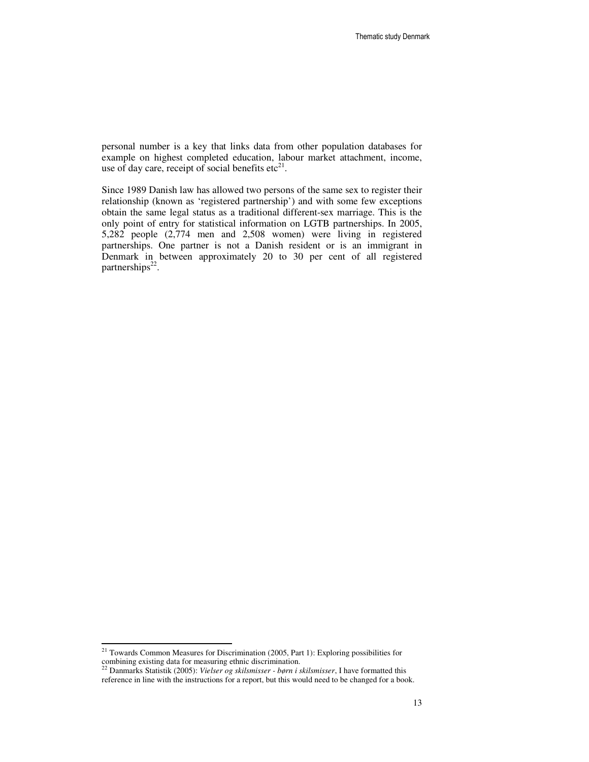personal number is a key that links data from other population databases for example on highest completed education, labour market attachment, income, use of day care, receipt of social benefits etc[21].

Since 1989 Danish law has allowed two persons of the same sex to register their relationship (known as 'registered partnership') and with some few exceptions obtain the same legal status as a traditional different-sex marriage. This is the only point of entry for statistical information on LGTB partnerships. In 2005, 5,282 people (2,774 men and 2,508 women) were living in registered partnerships. One partner is not a Danish resident or is an immigrant in Denmark in between approximately 20 to 30 per cent of all registered partnerships[22].

---

[21] Towards Common Measures for Discrimination (2005, Part 1): Exploring possibilities for combining existing data for measuring ethnic discrimination.

[22] Danmarks Statistik (2005): *Vielser og skilsmisser - børn i skilsmisser*, I have formatted this reference in line with the instructions for a report, but this would need to be changed for a book.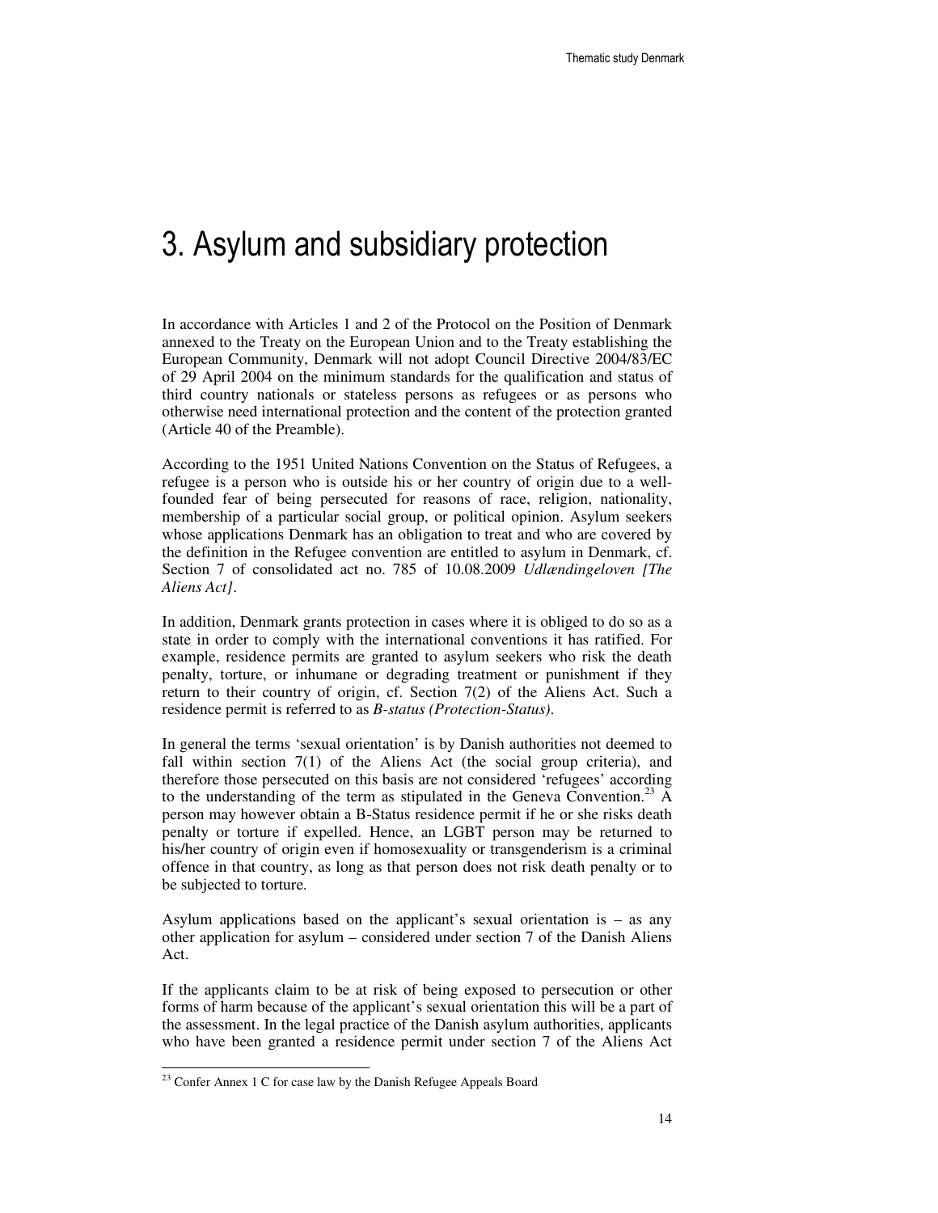# 3. Asylum and subsidiary protection

In accordance with Articles 1 and 2 of the Protocol on the Position of Denmark annexed to the Treaty on the European Union and to the Treaty establishing the European Community, Denmark will not adopt Council Directive 2004/83/EC of 29 April 2004 on the minimum standards for the qualification and status of third country nationals or stateless persons as refugees or as persons who otherwise need international protection and the content of the protection granted (Article 40 of the Preamble).

According to the 1951 United Nations Convention on the Status of Refugees, a refugee is a person who is outside his or her country of origin due to a well-founded fear of being persecuted for reasons of race, religion, nationality, membership of a particular social group, or political opinion. Asylum seekers whose applications Denmark has an obligation to treat and who are covered by the definition in the Refugee convention are entitled to asylum in Denmark, cf. Section 7 of consolidated act no. 785 of 10.08.2009 *Udlændingeloven [The Aliens Act]*.

In addition, Denmark grants protection in cases where it is obliged to do so as a state in order to comply with the international conventions it has ratified. For example, residence permits are granted to asylum seekers who risk the death penalty, torture, or inhumane or degrading treatment or punishment if they return to their country of origin, cf. Section 7(2) of the Aliens Act. Such a residence permit is referred to as *B-status (Protection-Status)*.

In general the terms 'sexual orientation' is by Danish authorities not deemed to fall within section 7(1) of the Aliens Act (the social group criteria), and therefore those persecuted on this basis are not considered 'refugees' according to the understanding of the term as stipulated in the Geneva Convention.[23] A person may however obtain a B-Status residence permit if he or she risks death penalty or torture if expelled. Hence, an LGBT person may be returned to his/her country of origin even if homosexuality or transgenderism is a criminal offence in that country, as long as that person does not risk death penalty or to be subjected to torture.

Asylum applications based on the applicant's sexual orientation is – as any other application for asylum – considered under section 7 of the Danish Aliens Act.

If the applicants claim to be at risk of being exposed to persecution or other forms of harm because of the applicant's sexual orientation this will be a part of the assessment. In the legal practice of the Danish asylum authorities, applicants who have been granted a residence permit under section 7 of the Aliens Act

[23] Confer Annex 1 C for case law by the Danish Refugee Appeals Board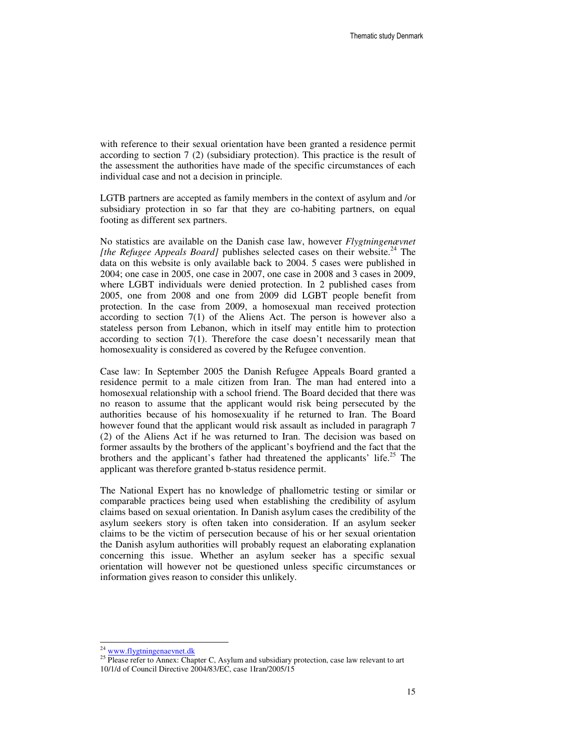with reference to their sexual orientation have been granted a residence permit according to section 7 (2) (subsidiary protection). This practice is the result of the assessment the authorities have made of the specific circumstances of each individual case and not a decision in principle.

LGTB partners are accepted as family members in the context of asylum and /or subsidiary protection in so far that they are co-habiting partners, on equal footing as different sex partners.

No statistics are available on the Danish case law, however *Flygtningenævnet [the Refugee Appeals Board]* publishes selected cases on their website.[24] The data on this website is only available back to 2004. 5 cases were published in 2004; one case in 2005, one case in 2007, one case in 2008 and 3 cases in 2009, where LGBT individuals were denied protection. In 2 published cases from 2005, one from 2008 and one from 2009 did LGBT people benefit from protection. In the case from 2009, a homosexual man received protection according to section 7(1) of the Aliens Act. The person is however also a stateless person from Lebanon, which in itself may entitle him to protection according to section 7(1). Therefore the case doesn't necessarily mean that homosexuality is considered as covered by the Refugee convention.

Case law: In September 2005 the Danish Refugee Appeals Board granted a residence permit to a male citizen from Iran. The man had entered into a homosexual relationship with a school friend. The Board decided that there was no reason to assume that the applicant would risk being persecuted by the authorities because of his homosexuality if he returned to Iran. The Board however found that the applicant would risk assault as included in paragraph 7 (2) of the Aliens Act if he was returned to Iran. The decision was based on former assaults by the brothers of the applicant's boyfriend and the fact that the brothers and the applicant's father had threatened the applicants' life.[25] The applicant was therefore granted b-status residence permit.

The National Expert has no knowledge of phallometric testing or similar or comparable practices being used when establishing the credibility of asylum claims based on sexual orientation. In Danish asylum cases the credibility of the asylum seekers story is often taken into consideration. If an asylum seeker claims to be the victim of persecution because of his or her sexual orientation the Danish asylum authorities will probably request an elaborating explanation concerning this issue. Whether an asylum seeker has a specific sexual orientation will however not be questioned unless specific circumstances or information gives reason to consider this unlikely.

---

[24] www.flygtningenaevnet.dk

[25] Please refer to Annex: Chapter C, Asylum and subsidiary protection, case law relevant to art 10/1/d of Council Directive 2004/83/EC, case 1Iran/2005/15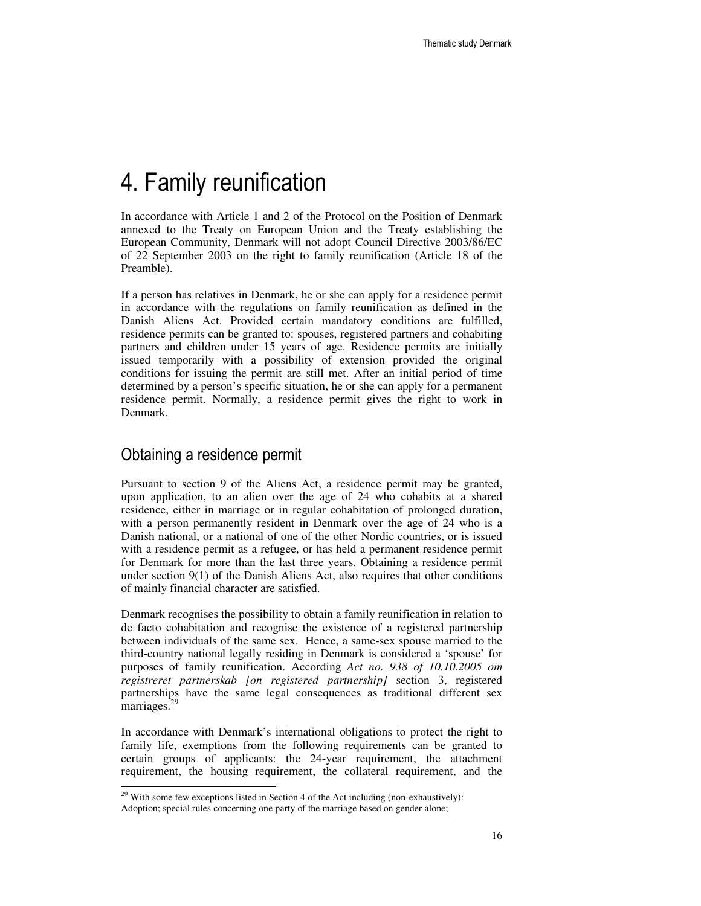# 4. Family reunification

In accordance with Article 1 and 2 of the Protocol on the Position of Denmark annexed to the Treaty on European Union and the Treaty establishing the European Community, Denmark will not adopt Council Directive 2003/86/EC of 22 September 2003 on the right to family reunification (Article 18 of the Preamble).

If a person has relatives in Denmark, he or she can apply for a residence permit in accordance with the regulations on family reunification as defined in the Danish Aliens Act. Provided certain mandatory conditions are fulfilled, residence permits can be granted to: spouses, registered partners and cohabiting partners and children under 15 years of age. Residence permits are initially issued temporarily with a possibility of extension provided the original conditions for issuing the permit are still met. After an initial period of time determined by a person's specific situation, he or she can apply for a permanent residence permit. Normally, a residence permit gives the right to work in Denmark.

## Obtaining a residence permit

Pursuant to section 9 of the Aliens Act, a residence permit may be granted, upon application, to an alien over the age of 24 who cohabits at a shared residence, either in marriage or in regular cohabitation of prolonged duration, with a person permanently resident in Denmark over the age of 24 who is a Danish national, or a national of one of the other Nordic countries, or is issued with a residence permit as a refugee, or has held a permanent residence permit for Denmark for more than the last three years. Obtaining a residence permit under section 9(1) of the Danish Aliens Act, also requires that other conditions of mainly financial character are satisfied.

Denmark recognises the possibility to obtain a family reunification in relation to de facto cohabitation and recognise the existence of a registered partnership between individuals of the same sex. Hence, a same-sex spouse married to the third-country national legally residing in Denmark is considered a 'spouse' for purposes of family reunification. According *Act no. 938 of 10.10.2005 om registreret partnerskab [on registered partnership]* section 3, registered partnerships have the same legal consequences as traditional different sex marriages.[29]

In accordance with Denmark's international obligations to protect the right to family life, exemptions from the following requirements can be granted to certain groups of applicants: the 24-year requirement, the attachment requirement, the housing requirement, the collateral requirement, and the

[29] With some few exceptions listed in Section 4 of the Act including (non-exhaustively): Adoption; special rules concerning one party of the marriage based on gender alone;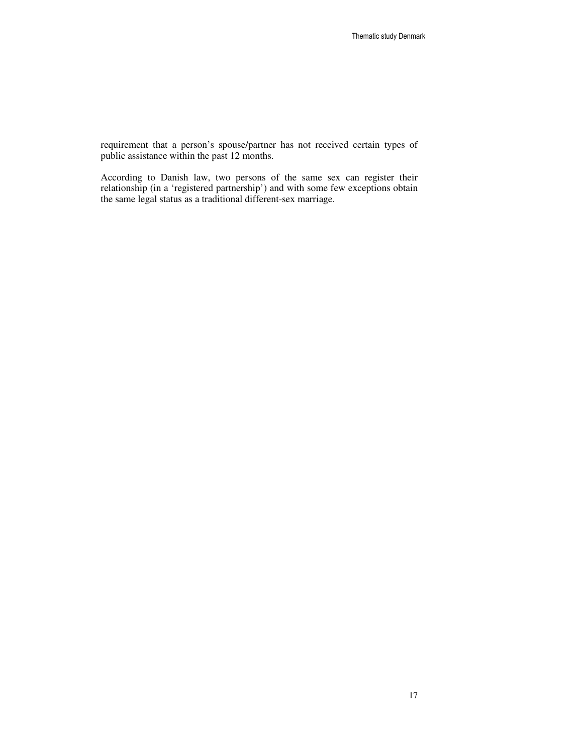requirement that a person’s spouse/partner has not received certain types of public assistance within the past 12 months.

According to Danish law, two persons of the same sex can register their relationship (in a ‘registered partnership’) and with some few exceptions obtain the same legal status as a traditional different-sex marriage.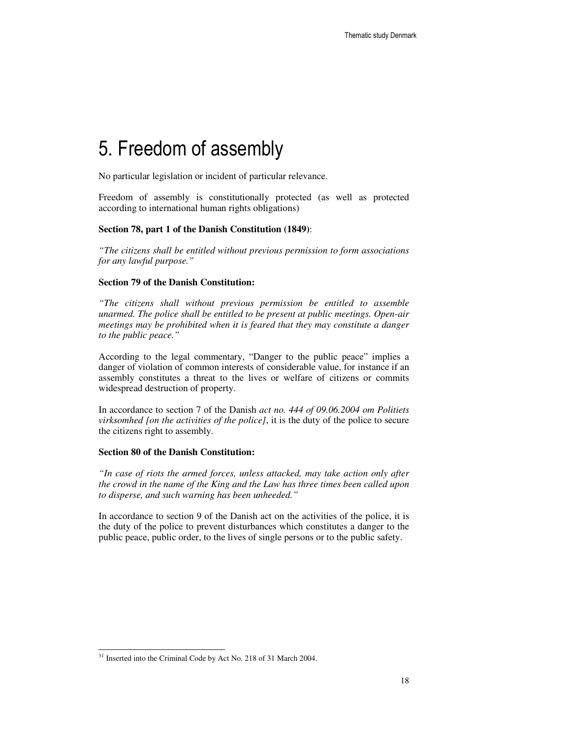# 5. Freedom of assembly

No particular legislation or incident of particular relevance.

Freedom of assembly is constitutionally protected (as well as protected according to international human rights obligations)

**Section 78, part 1 of the Danish Constitution (1849)**:

*"The citizens shall be entitled without previous permission to form associations for any lawful purpose."*

**Section 79 of the Danish Constitution:**

*"The citizens shall without previous permission be entitled to assemble unarmed. The police shall be entitled to be present at public meetings. Open-air meetings may be prohibited when it is feared that they may constitute a danger to the public peace."*

According to the legal commentary, "Danger to the public peace" implies a danger of violation of common interests of considerable value, for instance if an assembly constitutes a threat to the lives or welfare of citizens or commits widespread destruction of property.

In accordance to section 7 of the Danish *act no. 444 of 09.06.2004 om Politiets virksomhed [on the activities of the police]*, it is the duty of the police to secure the citizens right to assembly.

**Section 80 of the Danish Constitution:**

*"In case of riots the armed forces, unless attacked, may take action only after the crowd in the name of the King and the Law has three times been called upon to disperse, and such warning has been unheeded."*

In accordance to section 9 of the Danish act on the activities of the police, it is the duty of the police to prevent disturbances which constitutes a danger to the public peace, public order, to the lives of single persons or to the public safety.

[31] Inserted into the Criminal Code by Act No. 218 of 31 March 2004.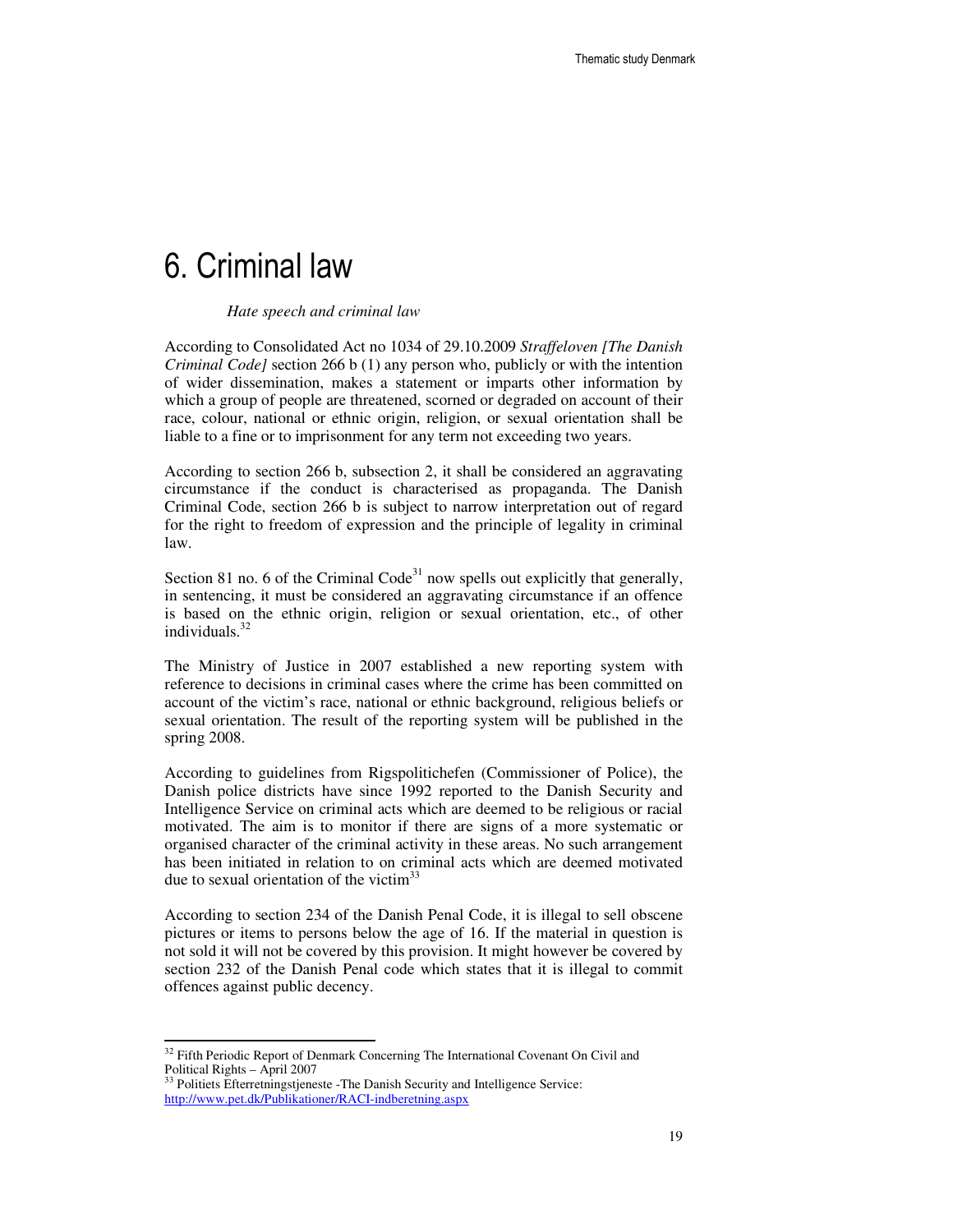# 6. Criminal law

*Hate speech and criminal law*

According to Consolidated Act no 1034 of 29.10.2009 *Straffeloven [The Danish Criminal Code]* section 266 b (1) any person who, publicly or with the intention of wider dissemination, makes a statement or imparts other information by which a group of people are threatened, scorned or degraded on account of their race, colour, national or ethnic origin, religion, or sexual orientation shall be liable to a fine or to imprisonment for any term not exceeding two years.

According to section 266 b, subsection 2, it shall be considered an aggravating circumstance if the conduct is characterised as propaganda. The Danish Criminal Code, section 266 b is subject to narrow interpretation out of regard for the right to freedom of expression and the principle of legality in criminal law.

Section 81 no. 6 of the Criminal Code[31] now spells out explicitly that generally, in sentencing, it must be considered an aggravating circumstance if an offence is based on the ethnic origin, religion or sexual orientation, etc., of other individuals.[32]

The Ministry of Justice in 2007 established a new reporting system with reference to decisions in criminal cases where the crime has been committed on account of the victim's race, national or ethnic background, religious beliefs or sexual orientation. The result of the reporting system will be published in the spring 2008.

According to guidelines from Rigspolitichefen (Commissioner of Police), the Danish police districts have since 1992 reported to the Danish Security and Intelligence Service on criminal acts which are deemed to be religious or racial motivated. The aim is to monitor if there are signs of a more systematic or organised character of the criminal activity in these areas. No such arrangement has been initiated in relation to on criminal acts which are deemed motivated due to sexual orientation of the victim[33]

According to section 234 of the Danish Penal Code, it is illegal to sell obscene pictures or items to persons below the age of 16. If the material in question is not sold it will not be covered by this provision. It might however be covered by section 232 of the Danish Penal code which states that it is illegal to commit offences against public decency.

---

[32] Fifth Periodic Report of Denmark Concerning The International Covenant On Civil and Political Rights – April 2007

[33] Politiets Efterretningstjeneste -The Danish Security and Intelligence Service: http://www.pet.dk/Publikationer/RACI-indberetning.aspx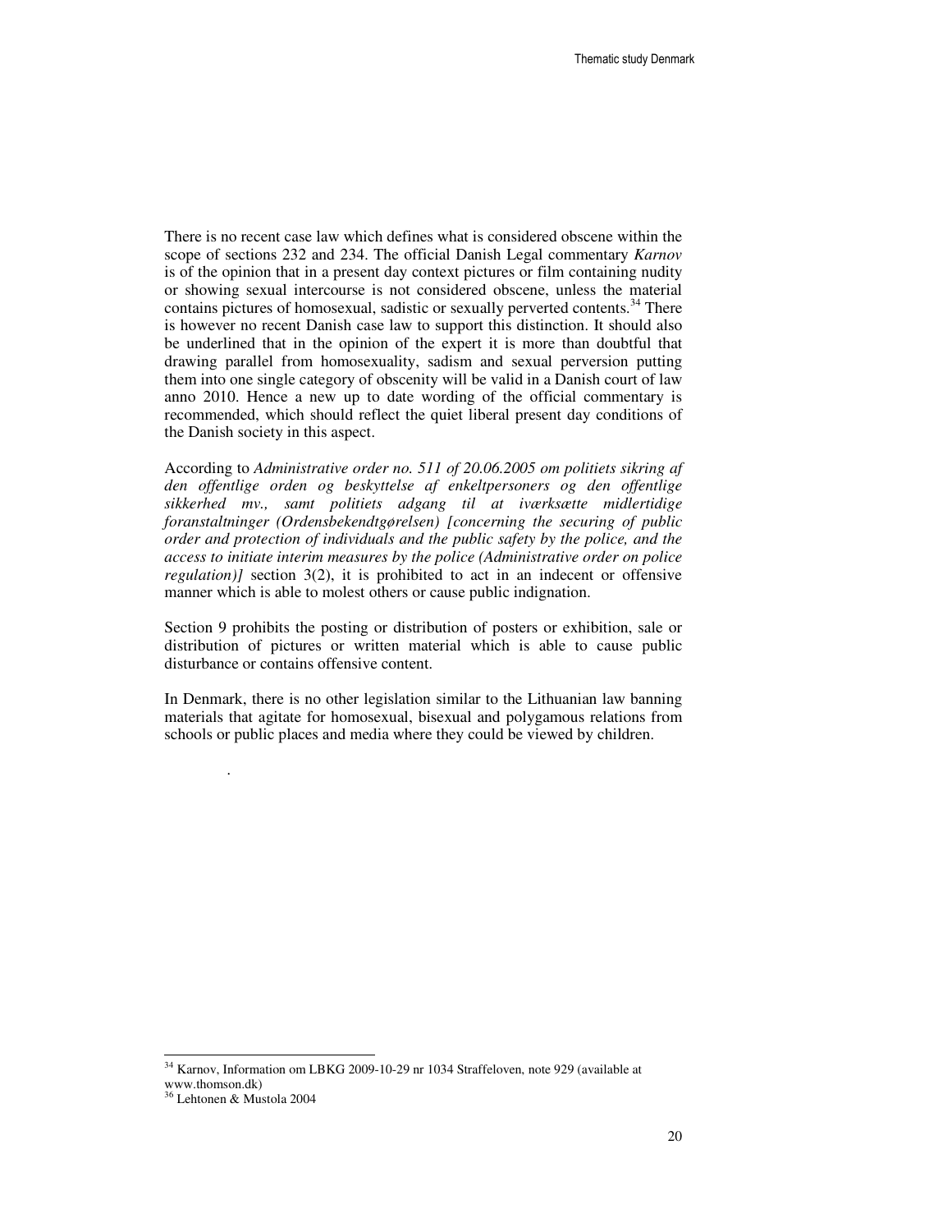There is no recent case law which defines what is considered obscene within the scope of sections 232 and 234. The official Danish Legal commentary *Karnov* is of the opinion that in a present day context pictures or film containing nudity or showing sexual intercourse is not considered obscene, unless the material contains pictures of homosexual, sadistic or sexually perverted contents.[34] There is however no recent Danish case law to support this distinction. It should also be underlined that in the opinion of the expert it is more than doubtful that drawing parallel from homosexuality, sadism and sexual perversion putting them into one single category of obscenity will be valid in a Danish court of law anno 2010. Hence a new up to date wording of the official commentary is recommended, which should reflect the quiet liberal present day conditions of the Danish society in this aspect.

According to *Administrative order no. 511 of 20.06.2005 om politiets sikring af den offentlige orden og beskyttelse af enkeltpersoners og den offentlige sikkerhed mv., samt politiets adgang til at iværksætte midlertidige foranstaltninger (Ordensbekendtgørelsen) [concerning the securing of public order and protection of individuals and the public safety by the police, and the access to initiate interim measures by the police (Administrative order on police regulation)]* section 3(2), it is prohibited to act in an indecent or offensive manner which is able to molest others or cause public indignation.

Section 9 prohibits the posting or distribution of posters or exhibition, sale or distribution of pictures or written material which is able to cause public disturbance or contains offensive content.

In Denmark, there is no other legislation similar to the Lithuanian law banning materials that agitate for homosexual, bisexual and polygamous relations from schools or public places and media where they could be viewed by children.

.

---

[34] Karnov, Information om LBKG 2009-10-29 nr 1034 Straffeloven, note 929 (available at www.thomson.dk)

[36] Lehtonen & Mustola 2004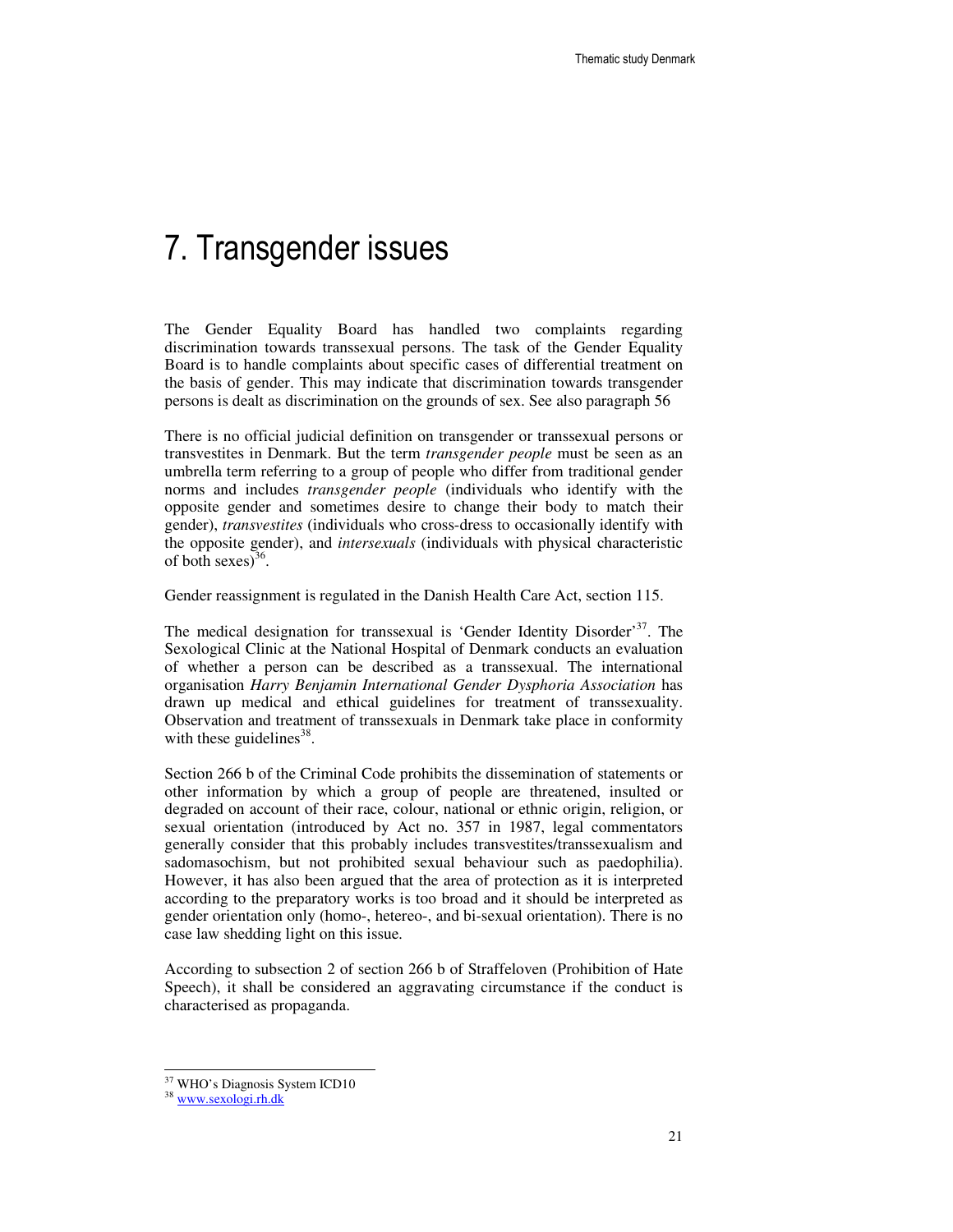# 7. Transgender issues

The Gender Equality Board has handled two complaints regarding discrimination towards transsexual persons. The task of the Gender Equality Board is to handle complaints about specific cases of differential treatment on the basis of gender. This may indicate that discrimination towards transgender persons is dealt as discrimination on the grounds of sex. See also paragraph 56

There is no official judicial definition on transgender or transsexual persons or transvestites in Denmark. But the term *transgender people* must be seen as an umbrella term referring to a group of people who differ from traditional gender norms and includes *transgender people* (individuals who identify with the opposite gender and sometimes desire to change their body to match their gender), *transvestites* (individuals who cross-dress to occasionally identify with the opposite gender), and *intersexuals* (individuals with physical characteristic of both sexes)[36].

Gender reassignment is regulated in the Danish Health Care Act, section 115.

The medical designation for transsexual is 'Gender Identity Disorder'[37]. The Sexological Clinic at the National Hospital of Denmark conducts an evaluation of whether a person can be described as a transsexual. The international organisation *Harry Benjamin International Gender Dysphoria Association* has drawn up medical and ethical guidelines for treatment of transsexuality. Observation and treatment of transsexuals in Denmark take place in conformity with these guidelines[38].

Section 266 b of the Criminal Code prohibits the dissemination of statements or other information by which a group of people are threatened, insulted or degraded on account of their race, colour, national or ethnic origin, religion, or sexual orientation (introduced by Act no. 357 in 1987, legal commentators generally consider that this probably includes transvestites/transsexualism and sadomasochism, but not prohibited sexual behaviour such as paedophilia). However, it has also been argued that the area of protection as it is interpreted according to the preparatory works is too broad and it should be interpreted as gender orientation only (homo-, hetereo-, and bi-sexual orientation). There is no case law shedding light on this issue.

According to subsection 2 of section 266 b of Straffeloven (Prohibition of Hate Speech), it shall be considered an aggravating circumstance if the conduct is characterised as propaganda.

---

[37] WHO's Diagnosis System ICD10

[38] www.sexologi.rh.dk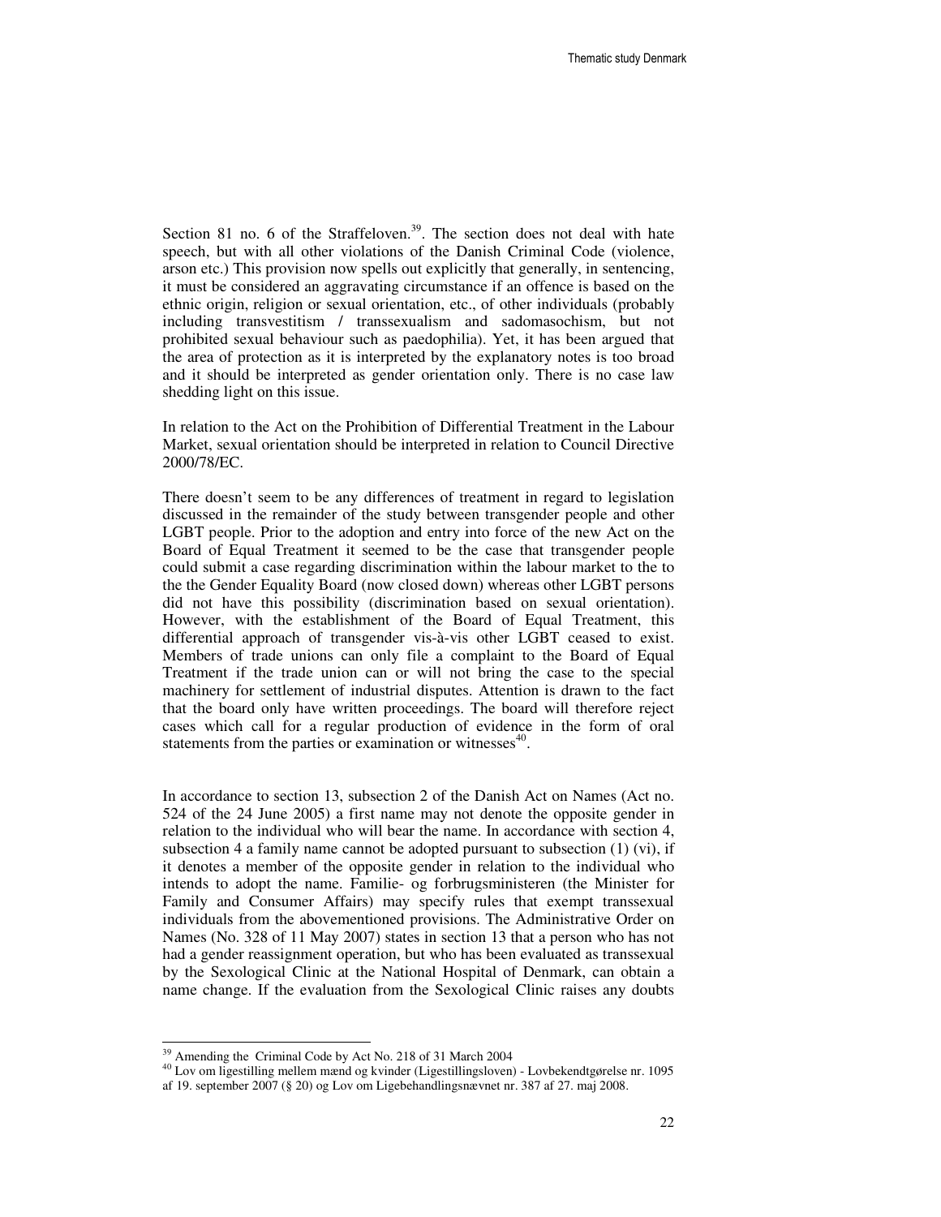Section 81 no. 6 of the Straffeloven.[39]. The section does not deal with hate speech, but with all other violations of the Danish Criminal Code (violence, arson etc.) This provision now spells out explicitly that generally, in sentencing, it must be considered an aggravating circumstance if an offence is based on the ethnic origin, religion or sexual orientation, etc., of other individuals (probably including transvestitism / transsexualism and sadomasochism, but not prohibited sexual behaviour such as paedophilia). Yet, it has been argued that the area of protection as it is interpreted by the explanatory notes is too broad and it should be interpreted as gender orientation only. There is no case law shedding light on this issue.

In relation to the Act on the Prohibition of Differential Treatment in the Labour Market, sexual orientation should be interpreted in relation to Council Directive 2000/78/EC.

There doesn't seem to be any differences of treatment in regard to legislation discussed in the remainder of the study between transgender people and other LGBT people. Prior to the adoption and entry into force of the new Act on the Board of Equal Treatment it seemed to be the case that transgender people could submit a case regarding discrimination within the labour market to the to the the Gender Equality Board (now closed down) whereas other LGBT persons did not have this possibility (discrimination based on sexual orientation). However, with the establishment of the Board of Equal Treatment, this differential approach of transgender vis-à-vis other LGBT ceased to exist. Members of trade unions can only file a complaint to the Board of Equal Treatment if the trade union can or will not bring the case to the special machinery for settlement of industrial disputes. Attention is drawn to the fact that the board only have written proceedings. The board will therefore reject cases which call for a regular production of evidence in the form of oral statements from the parties or examination or witnesses[40].

In accordance to section 13, subsection 2 of the Danish Act on Names (Act no. 524 of the 24 June 2005) a first name may not denote the opposite gender in relation to the individual who will bear the name. In accordance with section 4, subsection 4 a family name cannot be adopted pursuant to subsection (1) (vi), if it denotes a member of the opposite gender in relation to the individual who intends to adopt the name. Familie- og forbrugsministeren (the Minister for Family and Consumer Affairs) may specify rules that exempt transsexual individuals from the abovementioned provisions. The Administrative Order on Names (No. 328 of 11 May 2007) states in section 13 that a person who has not had a gender reassignment operation, but who has been evaluated as transsexual by the Sexological Clinic at the National Hospital of Denmark, can obtain a name change. If the evaluation from the Sexological Clinic raises any doubts

---

[39] Amending the Criminal Code by Act No. 218 of 31 March 2004

[40] Lov om ligestilling mellem mænd og kvinder (Ligestillingsloven) - Lovbekendtgørelse nr. 1095 af 19. september 2007 (§ 20) og Lov om Ligebehandlingsnævnet nr. 387 af 27. maj 2008.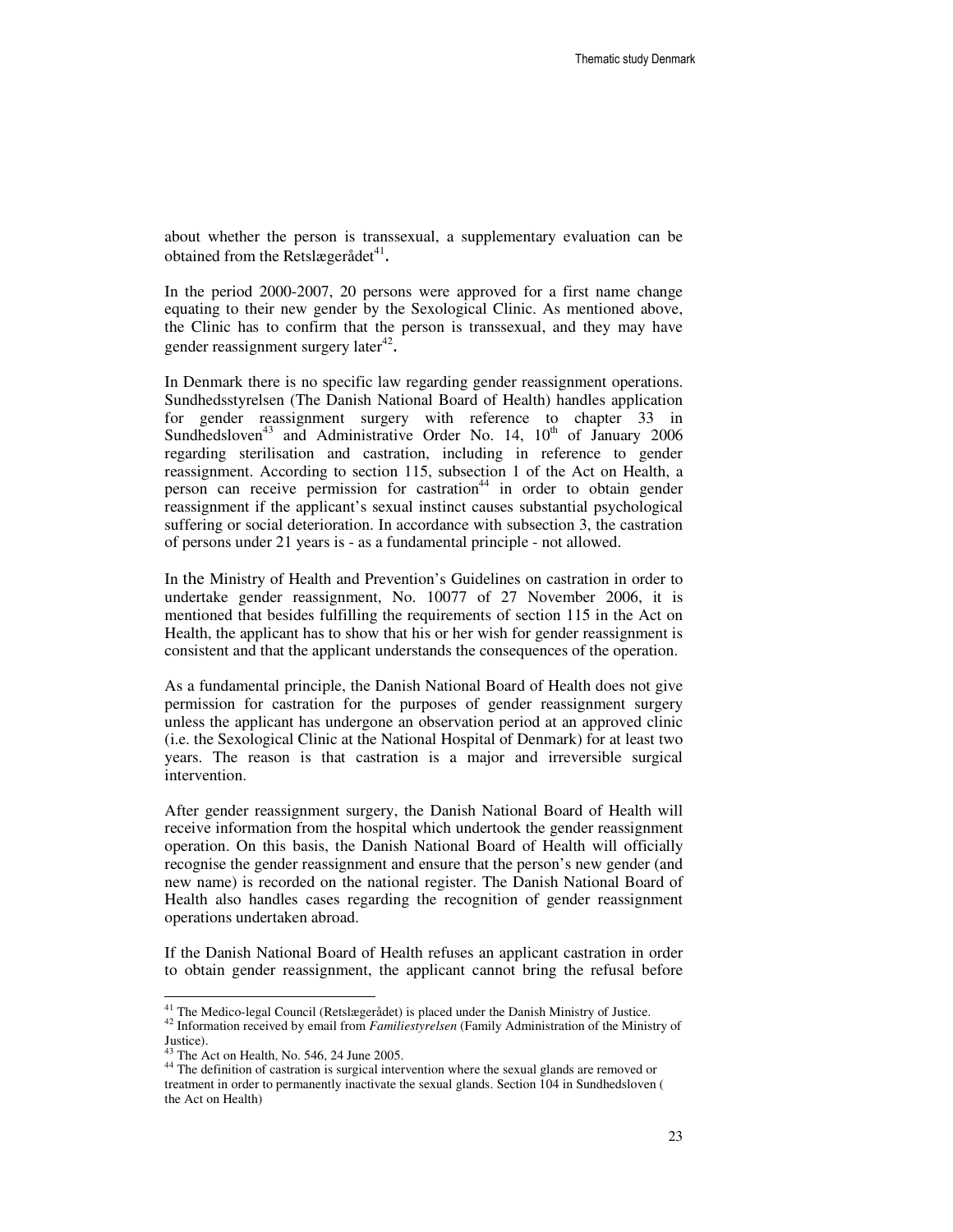about whether the person is transsexual, a supplementary evaluation can be obtained from the Retslægerådet[41].

In the period 2000-2007, 20 persons were approved for a first name change equating to their new gender by the Sexological Clinic. As mentioned above, the Clinic has to confirm that the person is transsexual, and they may have gender reassignment surgery later[42].

In Denmark there is no specific law regarding gender reassignment operations. Sundhedsstyrelsen (The Danish National Board of Health) handles application for gender reassignment surgery with reference to chapter 33 in Sundhedsloven[43] and Administrative Order No. 14, 10th of January 2006 regarding sterilisation and castration, including in reference to gender reassignment. According to section 115, subsection 1 of the Act on Health, a person can receive permission for castration[44] in order to obtain gender reassignment if the applicant's sexual instinct causes substantial psychological suffering or social deterioration. In accordance with subsection 3, the castration of persons under 21 years is - as a fundamental principle - not allowed.

In the Ministry of Health and Prevention's Guidelines on castration in order to undertake gender reassignment, No. 10077 of 27 November 2006, it is mentioned that besides fulfilling the requirements of section 115 in the Act on Health, the applicant has to show that his or her wish for gender reassignment is consistent and that the applicant understands the consequences of the operation.

As a fundamental principle, the Danish National Board of Health does not give permission for castration for the purposes of gender reassignment surgery unless the applicant has undergone an observation period at an approved clinic (i.e. the Sexological Clinic at the National Hospital of Denmark) for at least two years. The reason is that castration is a major and irreversible surgical intervention.

After gender reassignment surgery, the Danish National Board of Health will receive information from the hospital which undertook the gender reassignment operation. On this basis, the Danish National Board of Health will officially recognise the gender reassignment and ensure that the person's new gender (and new name) is recorded on the national register. The Danish National Board of Health also handles cases regarding the recognition of gender reassignment operations undertaken abroad.

If the Danish National Board of Health refuses an applicant castration in order to obtain gender reassignment, the applicant cannot bring the refusal before

---

[41] The Medico-legal Council (Retslægerådet) is placed under the Danish Ministry of Justice.

[42] Information received by email from *Familiestyrelsen* (Family Administration of the Ministry of Justice).

[43] The Act on Health, No. 546, 24 June 2005.

[44] The definition of castration is surgical intervention where the sexual glands are removed or treatment in order to permanently inactivate the sexual glands. Section 104 in Sundhedsloven ( the Act on Health)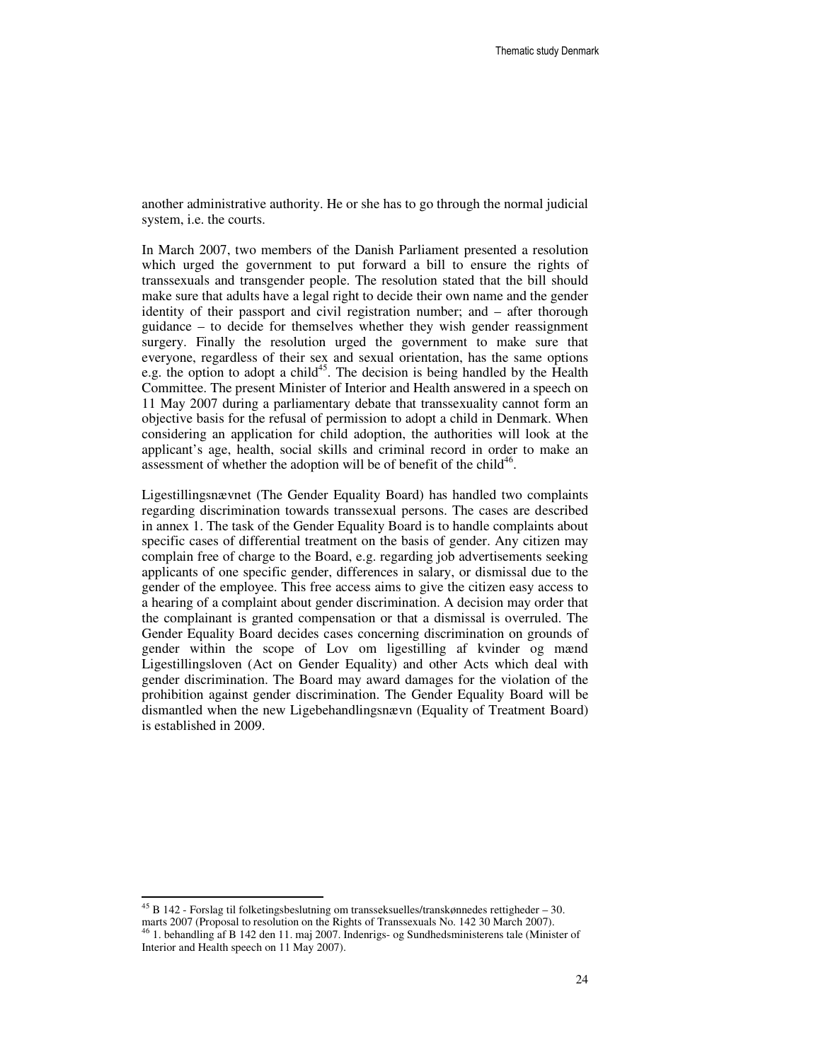another administrative authority. He or she has to go through the normal judicial system, i.e. the courts.

In March 2007, two members of the Danish Parliament presented a resolution which urged the government to put forward a bill to ensure the rights of transsexuals and transgender people. The resolution stated that the bill should make sure that adults have a legal right to decide their own name and the gender identity of their passport and civil registration number; and – after thorough guidance – to decide for themselves whether they wish gender reassignment surgery. Finally the resolution urged the government to make sure that everyone, regardless of their sex and sexual orientation, has the same options e.g. the option to adopt a child[45]. The decision is being handled by the Health Committee. The present Minister of Interior and Health answered in a speech on 11 May 2007 during a parliamentary debate that transsexuality cannot form an objective basis for the refusal of permission to adopt a child in Denmark. When considering an application for child adoption, the authorities will look at the applicant's age, health, social skills and criminal record in order to make an assessment of whether the adoption will be of benefit of the child[46].

Ligestillingsnævnet (The Gender Equality Board) has handled two complaints regarding discrimination towards transsexual persons. The cases are described in annex 1. The task of the Gender Equality Board is to handle complaints about specific cases of differential treatment on the basis of gender. Any citizen may complain free of charge to the Board, e.g. regarding job advertisements seeking applicants of one specific gender, differences in salary, or dismissal due to the gender of the employee. This free access aims to give the citizen easy access to a hearing of a complaint about gender discrimination. A decision may order that the complainant is granted compensation or that a dismissal is overruled. The Gender Equality Board decides cases concerning discrimination on grounds of gender within the scope of Lov om ligestilling af kvinder og mænd Ligestillingsloven (Act on Gender Equality) and other Acts which deal with gender discrimination. The Board may award damages for the violation of the prohibition against gender discrimination. The Gender Equality Board will be dismantled when the new Ligebehandlingsnævn (Equality of Treatment Board) is established in 2009.

---

[45] B 142 - Forslag til folketingsbeslutning om transseksuelles/transkønnedes rettigheder – 30. marts 2007 (Proposal to resolution on the Rights of Transsexuals No. 142 30 March 2007).

[46] 1. behandling af B 142 den 11. maj 2007. Indenrigs- og Sundhedsministerens tale (Minister of Interior and Health speech on 11 May 2007).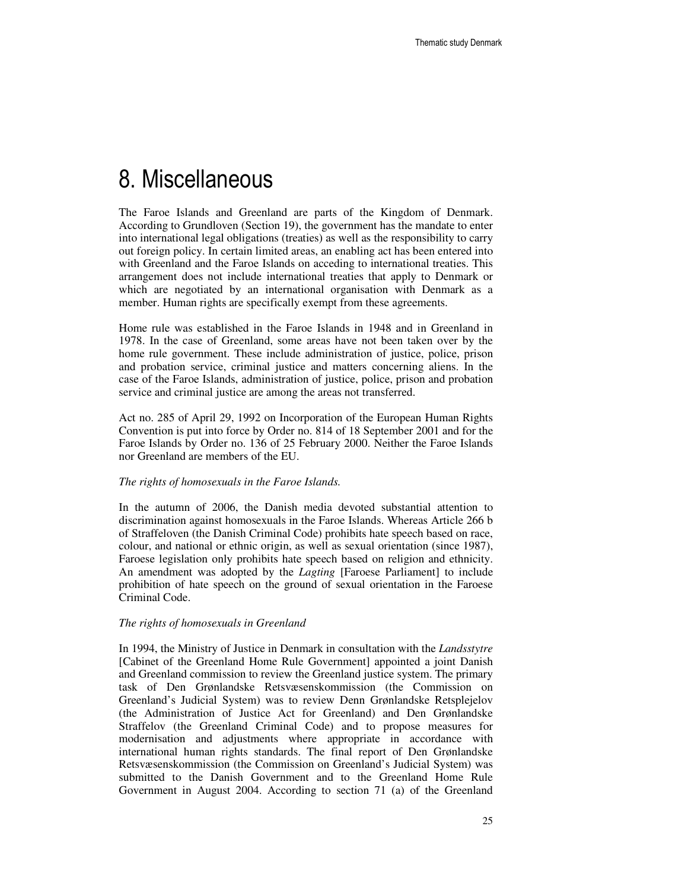# 8. Miscellaneous

The Faroe Islands and Greenland are parts of the Kingdom of Denmark. According to Grundloven (Section 19), the government has the mandate to enter into international legal obligations (treaties) as well as the responsibility to carry out foreign policy. In certain limited areas, an enabling act has been entered into with Greenland and the Faroe Islands on acceding to international treaties. This arrangement does not include international treaties that apply to Denmark or which are negotiated by an international organisation with Denmark as a member. Human rights are specifically exempt from these agreements.

Home rule was established in the Faroe Islands in 1948 and in Greenland in 1978. In the case of Greenland, some areas have not been taken over by the home rule government. These include administration of justice, police, prison and probation service, criminal justice and matters concerning aliens. In the case of the Faroe Islands, administration of justice, police, prison and probation service and criminal justice are among the areas not transferred.

Act no. 285 of April 29, 1992 on Incorporation of the European Human Rights Convention is put into force by Order no. 814 of 18 September 2001 and for the Faroe Islands by Order no. 136 of 25 February 2000. Neither the Faroe Islands nor Greenland are members of the EU.

*The rights of homosexuals in the Faroe Islands.*

In the autumn of 2006, the Danish media devoted substantial attention to discrimination against homosexuals in the Faroe Islands. Whereas Article 266 b of Straffeloven (the Danish Criminal Code) prohibits hate speech based on race, colour, and national or ethnic origin, as well as sexual orientation (since 1987), Faroese legislation only prohibits hate speech based on religion and ethnicity. An amendment was adopted by the *Lagting* [Faroese Parliament] to include prohibition of hate speech on the ground of sexual orientation in the Faroese Criminal Code.

*The rights of homosexuals in Greenland*

In 1994, the Ministry of Justice in Denmark in consultation with the *Landsstytre* [Cabinet of the Greenland Home Rule Government] appointed a joint Danish and Greenland commission to review the Greenland justice system. The primary task of Den Grønlandske Retsvæsenskommission (the Commission on Greenland's Judicial System) was to review Denn Grønlandske Retsplejelov (the Administration of Justice Act for Greenland) and Den Grønlandske Straffelov (the Greenland Criminal Code) and to propose measures for modernisation and adjustments where appropriate in accordance with international human rights standards. The final report of Den Grønlandske Retsvæsenskommission (the Commission on Greenland's Judicial System) was submitted to the Danish Government and to the Greenland Home Rule Government in August 2004. According to section 71 (a) of the Greenland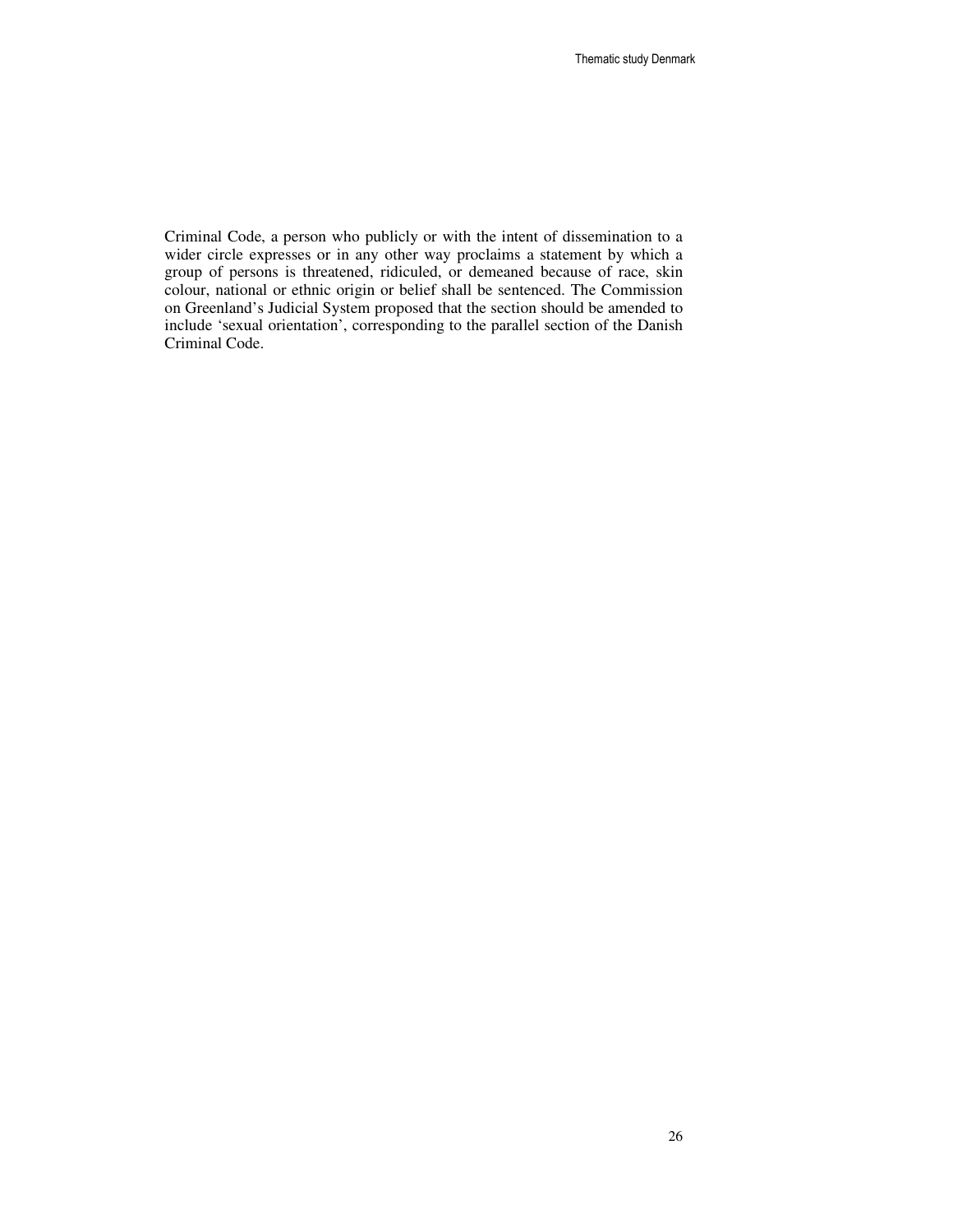Criminal Code, a person who publicly or with the intent of dissemination to a wider circle expresses or in any other way proclaims a statement by which a group of persons is threatened, ridiculed, or demeaned because of race, skin colour, national or ethnic origin or belief shall be sentenced. The Commission on Greenland's Judicial System proposed that the section should be amended to include 'sexual orientation', corresponding to the parallel section of the Danish Criminal Code.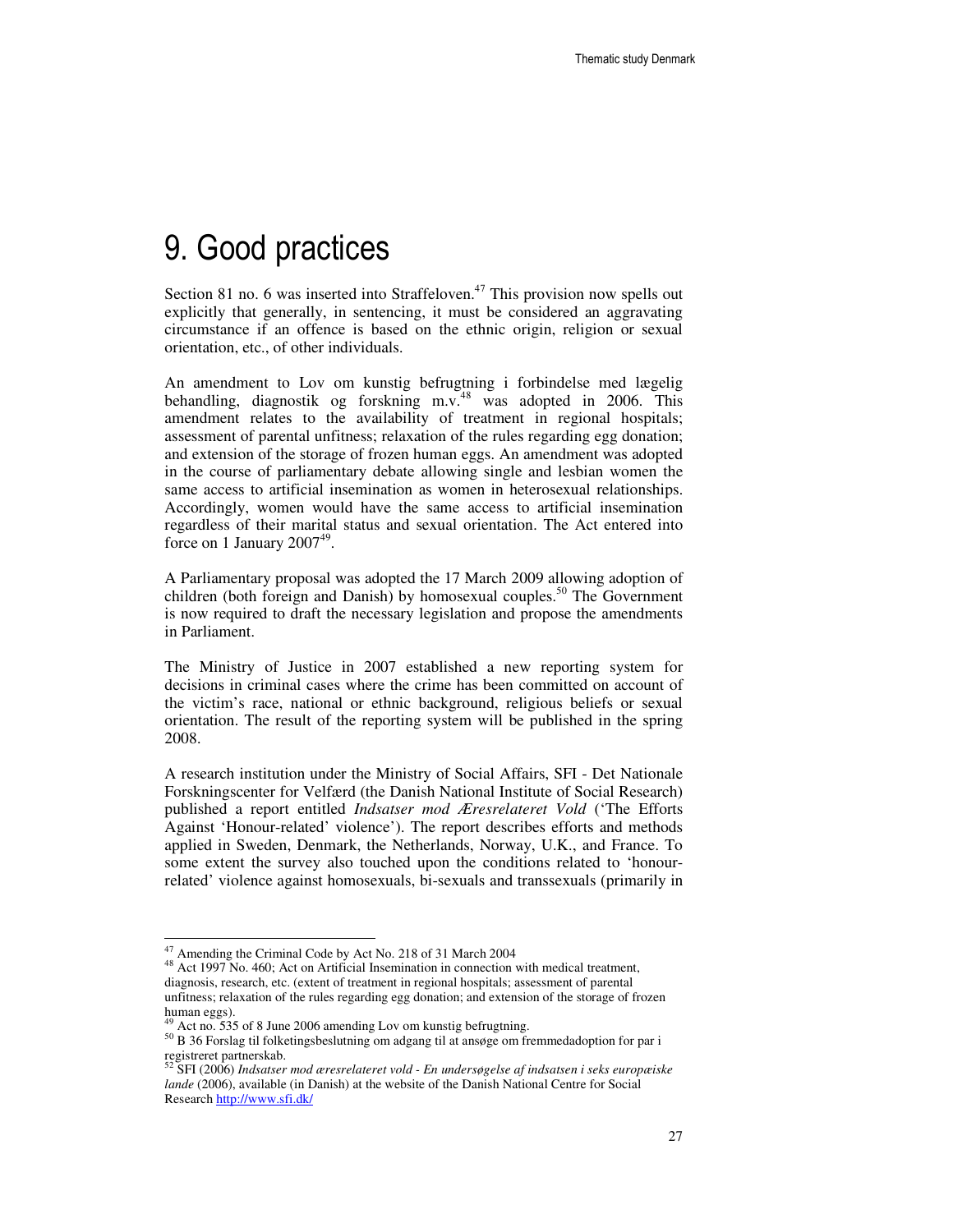# 9. Good practices

Section 81 no. 6 was inserted into Straffeloven.[47] This provision now spells out explicitly that generally, in sentencing, it must be considered an aggravating circumstance if an offence is based on the ethnic origin, religion or sexual orientation, etc., of other individuals.

An amendment to Lov om kunstig befrugtning i forbindelse med lægelig behandling, diagnostik og forskning m.v.[48] was adopted in 2006. This amendment relates to the availability of treatment in regional hospitals; assessment of parental unfitness; relaxation of the rules regarding egg donation; and extension of the storage of frozen human eggs. An amendment was adopted in the course of parliamentary debate allowing single and lesbian women the same access to artificial insemination as women in heterosexual relationships. Accordingly, women would have the same access to artificial insemination regardless of their marital status and sexual orientation. The Act entered into force on 1 January 2007[49].

A Parliamentary proposal was adopted the 17 March 2009 allowing adoption of children (both foreign and Danish) by homosexual couples.[50] The Government is now required to draft the necessary legislation and propose the amendments in Parliament.

The Ministry of Justice in 2007 established a new reporting system for decisions in criminal cases where the crime has been committed on account of the victim's race, national or ethnic background, religious beliefs or sexual orientation. The result of the reporting system will be published in the spring 2008.

A research institution under the Ministry of Social Affairs, SFI - Det Nationale Forskningscenter for Velfærd (the Danish National Institute of Social Research) published a report entitled *Indsatser mod Æresrelateret Vold* ('The Efforts Against 'Honour-related' violence'). The report describes efforts and methods applied in Sweden, Denmark, the Netherlands, Norway, U.K., and France. To some extent the survey also touched upon the conditions related to 'honour-related' violence against homosexuals, bi-sexuals and transsexuals (primarily in

---

[47] Amending the Criminal Code by Act No. 218 of 31 March 2004

[48] Act 1997 No. 460; Act on Artificial Insemination in connection with medical treatment, diagnosis, research, etc. (extent of treatment in regional hospitals; assessment of parental unfitness; relaxation of the rules regarding egg donation; and extension of the storage of frozen human eggs).

[49] Act no. 535 of 8 June 2006 amending Lov om kunstig befrugtning.

[50] B 36 Forslag til folketingsbeslutning om adgang til at ansøge om fremmedadoption for par i registreret partnerskab.

[52] SFI (2006) *Indsatser mod ærsrelateret vold - En undersøgelse af indsatsen i seks europæiske lande* (2006), available (in Danish) at the website of the Danish National Centre for Social Research http://www.sfi.dk/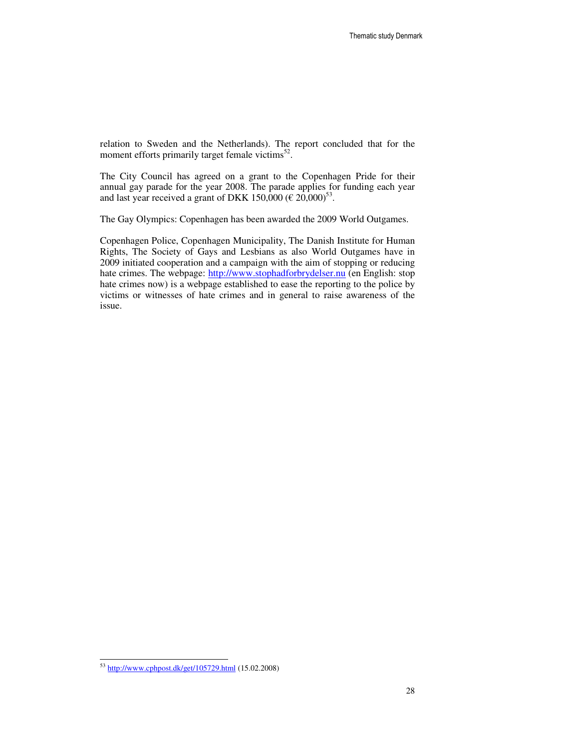relation to Sweden and the Netherlands). The report concluded that for the moment efforts primarily target female victims[52].

The City Council has agreed on a grant to the Copenhagen Pride for their annual gay parade for the year 2008. The parade applies for funding each year and last year received a grant of DKK 150,000 (€ 20,000)[53].

The Gay Olympics: Copenhagen has been awarded the 2009 World Outgames.

Copenhagen Police, Copenhagen Municipality, The Danish Institute for Human Rights, The Society of Gays and Lesbians as also World Outgames have in 2009 initiated cooperation and a campaign with the aim of stopping or reducing hate crimes. The webpage: http://www.stophadforbrydelser.nu (en English: stop hate crimes now) is a webpage established to ease the reporting to the police by victims or witnesses of hate crimes and in general to raise awareness of the issue.

[53] http://www.cphpost.dk/get/105729.html (15.02.2008)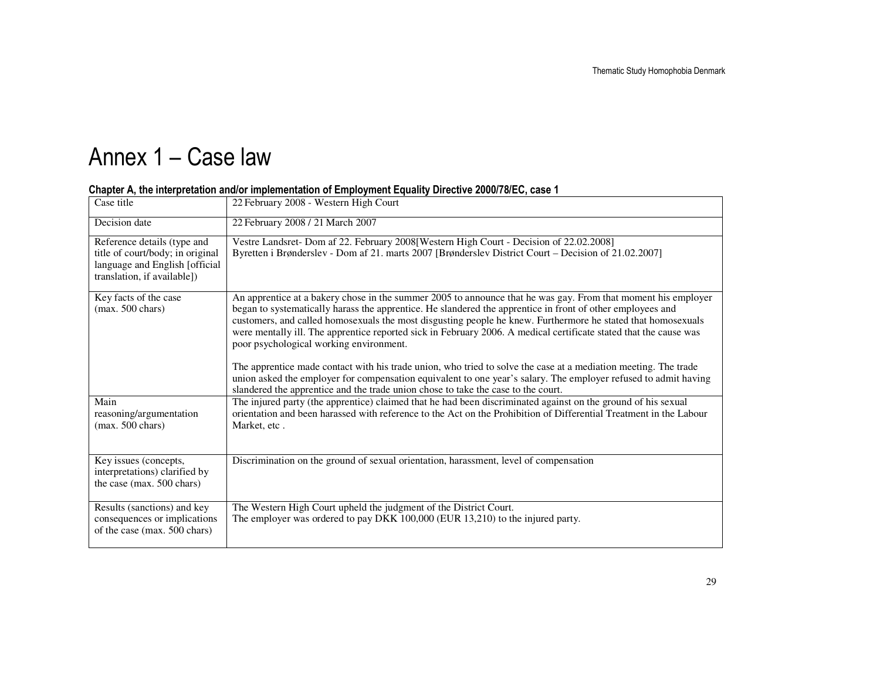# Annex 1 – Case law

**Chapter A, the interpretation and/or implementation of Employment Equality Directive 2000/78/EC, case 1**

| Case title | 22 February 2008 - Western High Court |
|---|---|
| Decision date | 22 February 2008 / 21 March 2007 |
| Reference details (type and title of court/body; in original language and English [official translation, if available]) | Vestre Landsret- Dom af 22. February 2008[Western High Court - Decision of 22.02.2008]<br>Byretten i Brønderslev - Dom af 21. marts 2007 [Brønderslev District Court – Decision of 21.02.2007] |
| Key facts of the case (max. 500 chars) | An apprentice at a bakery chose in the summer 2005 to announce that he was gay. From that moment his employer began to systematically harass the apprentice. He slandered the apprentice in front of other employees and customers, and called homosexuals the most disgusting people he knew. Furthermore he stated that homosexuals were mentally ill. The apprentice reported sick in February 2006. A medical certificate stated that the cause was poor psychological working environment.<br><br>The apprentice made contact with his trade union, who tried to solve the case at a mediation meeting. The trade union asked the employer for compensation equivalent to one year's salary. The employer refused to admit having slandered the apprentice and the trade union chose to take the case to the court. |
| Main reasoning/argumentation (max. 500 chars) | The injured party (the apprentice) claimed that he had been discriminated against on the ground of his sexual orientation and been harassed with reference to the Act on the Prohibition of Differential Treatment in the Labour Market, etc . |
| Key issues (concepts, interpretations) clarified by the case (max. 500 chars) | Discrimination on the ground of sexual orientation, harassment, level of compensation |
| Results (sanctions) and key consequences or implications of the case (max. 500 chars) | The Western High Court upheld the judgment of the District Court.<br>The employer was ordered to pay DKK 100,000 (EUR 13,210) to the injured party. |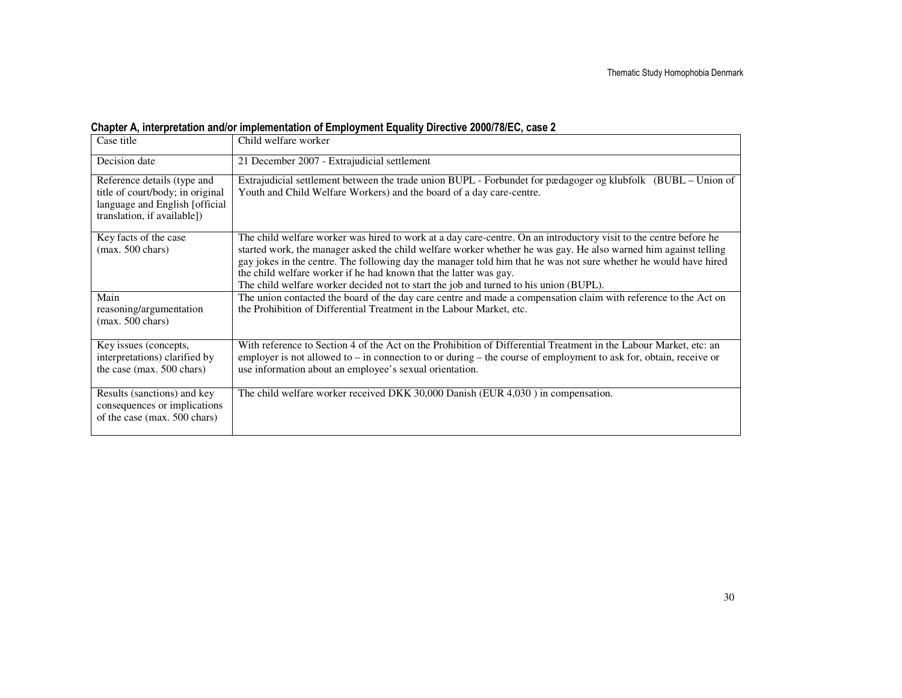**Chapter A, interpretation and/or implementation of Employment Equality Directive 2000/78/EC, case 2**

| Case title | Child welfare worker |
|---|---|
| Decision date | 21 December 2007 - Extrajudicial settlement |
| Reference details (type and title of court/body; in original language and English [official translation, if available]) | Extrajudicial settlement between the trade union BUPL - Forbundet for pædagoger og klubfolk (BUBL – Union of Youth and Child Welfare Workers) and the board of a day care-centre. |
| Key facts of the case (max. 500 chars) | The child welfare worker was hired to work at a day care-centre. On an introductory visit to the centre before he started work, the manager asked the child welfare worker whether he was gay. He also warned him against telling gay jokes in the centre. The following day the manager told him that he was not sure whether he would have hired the child welfare worker if he had known that the latter was gay.<br>The child welfare worker decided not to start the job and turned to his union (BUPL). |
| Main reasoning/argumentation (max. 500 chars) | The union contacted the board of the day care centre and made a compensation claim with reference to the Act on the Prohibition of Differential Treatment in the Labour Market, etc. |
| Key issues (concepts, interpretations) clarified by the case (max. 500 chars) | With reference to Section 4 of the Act on the Prohibition of Differential Treatment in the Labour Market, etc: an employer is not allowed to – in connection to or during – the course of employment to ask for, obtain, receive or use information about an employee's sexual orientation. |
| Results (sanctions) and key consequences or implications of the case (max. 500 chars) | The child welfare worker received DKK 30,000 Danish (EUR 4,030 ) in compensation. |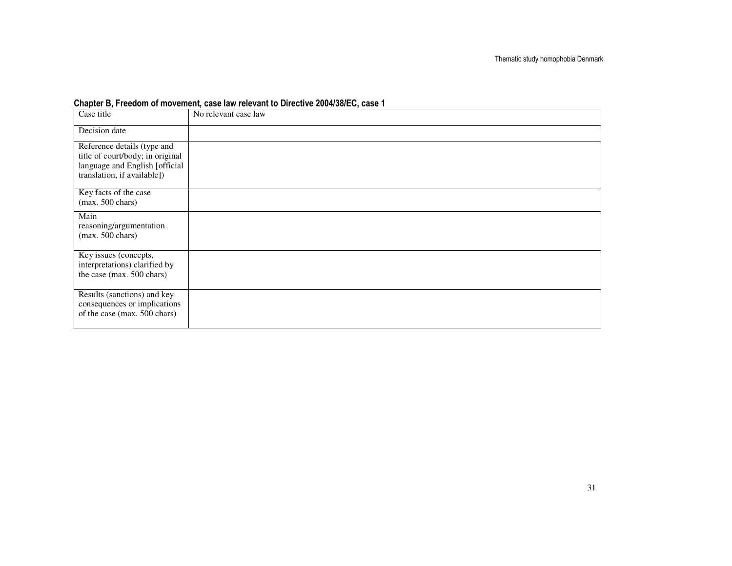**Chapter B, Freedom of movement, case law relevant to Directive 2004/38/EC, case 1**

| Case title | No relevant case law |
|---|---|
| Decision date | |
| Reference details (type and title of court/body; in original language and English [official translation, if available]) | |
| Key facts of the case (max. 500 chars) | |
| Main reasoning/argumentation (max. 500 chars) | |
| Key issues (concepts, interpretations) clarified by the case (max. 500 chars) | |
| Results (sanctions) and key consequences or implications of the case (max. 500 chars) | |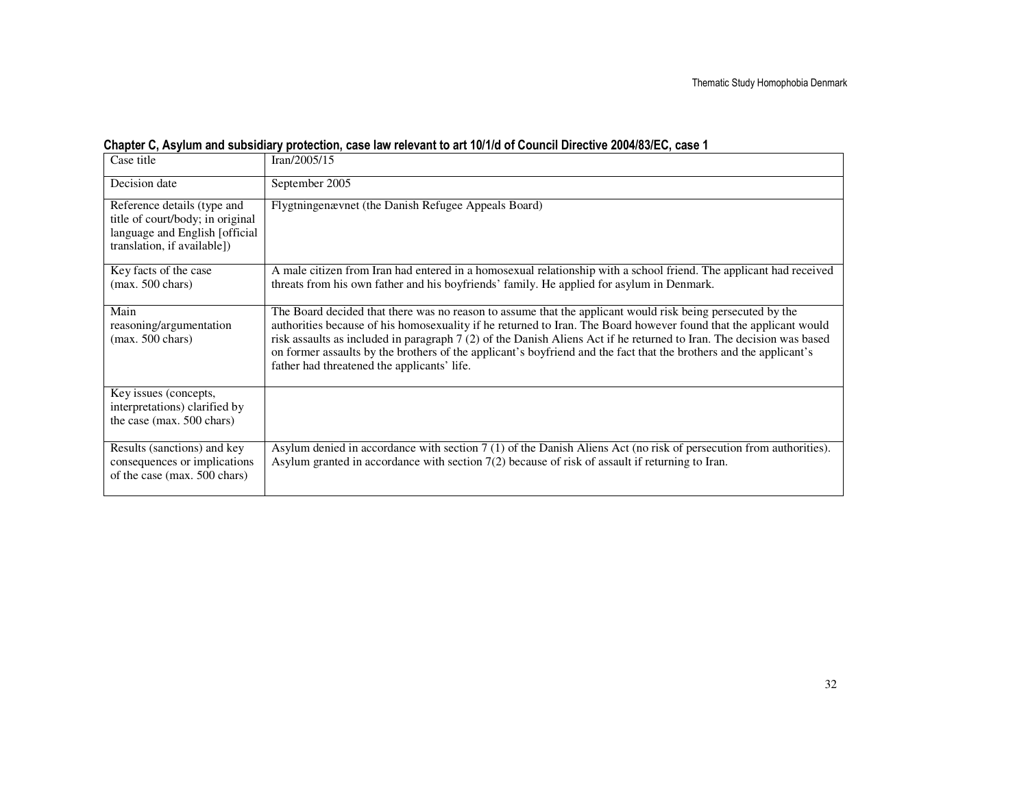**Chapter C, Asylum and subsidiary protection, case law relevant to art 10/1/d of Council Directive 2004/83/EC, case 1**

| Case title | Iran/2005/15 |
|---|---|
| Decision date | September 2005 |
| Reference details (type and title of court/body; in original language and English [official translation, if available]) | Flygtningenævnet (the Danish Refugee Appeals Board) |
| Key facts of the case (max. 500 chars) | A male citizen from Iran had entered in a homosexual relationship with a school friend. The applicant had received threats from his own father and his boyfriends' family. He applied for asylum in Denmark. |
| Main reasoning/argumentation (max. 500 chars) | The Board decided that there was no reason to assume that the applicant would risk being persecuted by the authorities because of his homosexuality if he returned to Iran. The Board however found that the applicant would risk assaults as included in paragraph 7 (2) of the Danish Aliens Act if he returned to Iran. The decision was based on former assaults by the brothers of the applicant's boyfriend and the fact that the brothers and the applicant's father had threatened the applicants' life. |
| Key issues (concepts, interpretations) clarified by the case (max. 500 chars) | |
| Results (sanctions) and key consequences or implications of the case (max. 500 chars) | Asylum denied in accordance with section 7 (1) of the Danish Aliens Act (no risk of persecution from authorities). Asylum granted in accordance with section 7(2) because of risk of assault if returning to Iran. |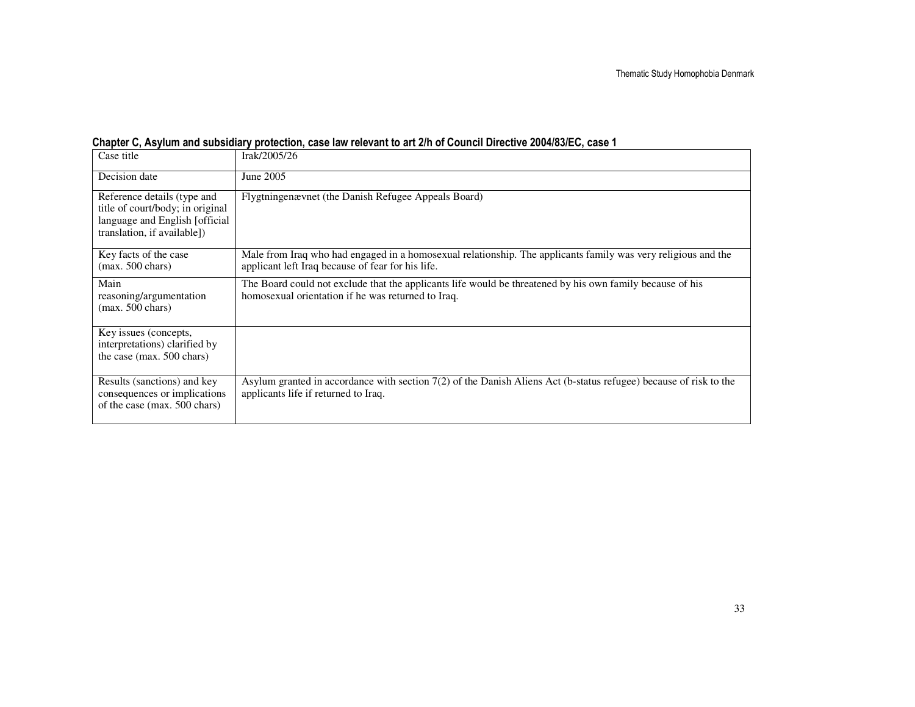**Chapter C, Asylum and subsidiary protection, case law relevant to art 2/h of Council Directive 2004/83/EC, case 1**

| Case title | Irak/2005/26 |
|---|---|
| Decision date | June 2005 |
| Reference details (type and title of court/body; in original language and English [official translation, if available]) | Flygtningenævnet (the Danish Refugee Appeals Board) |
| Key facts of the case (max. 500 chars) | Male from Iraq who had engaged in a homosexual relationship. The applicants family was very religious and the applicant left Iraq because of fear for his life. |
| Main reasoning/argumentation (max. 500 chars) | The Board could not exclude that the applicants life would be threatened by his own family because of his homosexual orientation if he was returned to Iraq. |
| Key issues (concepts, interpretations) clarified by the case (max. 500 chars) | |
| Results (sanctions) and key consequences or implications of the case (max. 500 chars) | Asylum granted in accordance with section 7(2) of the Danish Aliens Act (b-status refugee) because of risk to the applicants life if returned to Iraq. |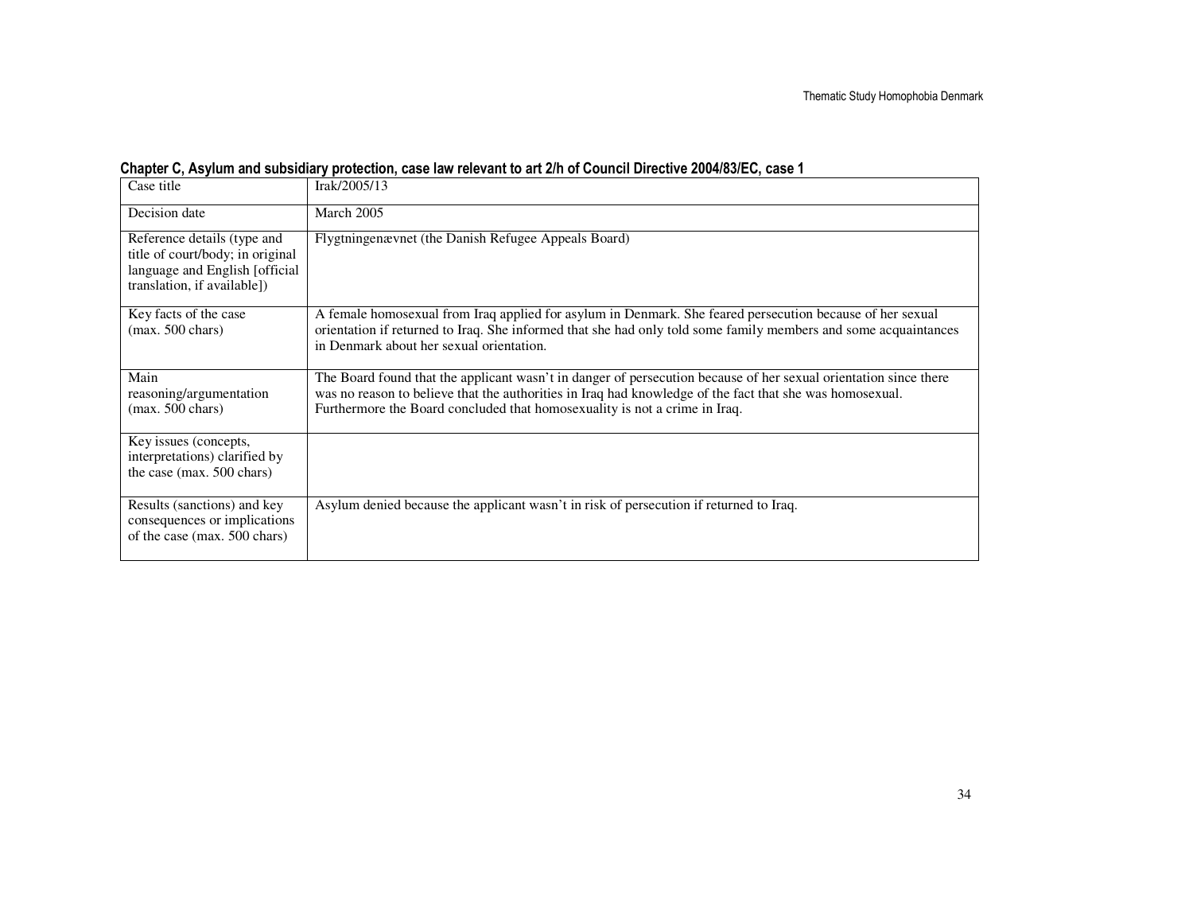**Chapter C, Asylum and subsidiary protection, case law relevant to art 2/h of Council Directive 2004/83/EC, case 1**

| Case title | Irak/2005/13 |
|---|---|
| Decision date | March 2005 |
| Reference details (type and title of court/body; in original language and English [official translation, if available]) | Flygtningenævnet (the Danish Refugee Appeals Board) |
| Key facts of the case (max. 500 chars) | A female homosexual from Iraq applied for asylum in Denmark. She feared persecution because of her sexual orientation if returned to Iraq. She informed that she had only told some family members and some acquaintances in Denmark about her sexual orientation. |
| Main reasoning/argumentation (max. 500 chars) | The Board found that the applicant wasn't in danger of persecution because of her sexual orientation since there was no reason to believe that the authorities in Iraq had knowledge of the fact that she was homosexual. Furthermore the Board concluded that homosexuality is not a crime in Iraq. |
| Key issues (concepts, interpretations) clarified by the case (max. 500 chars) | |
| Results (sanctions) and key consequences or implications of the case (max. 500 chars) | Asylum denied because the applicant wasn't in risk of persecution if returned to Iraq. |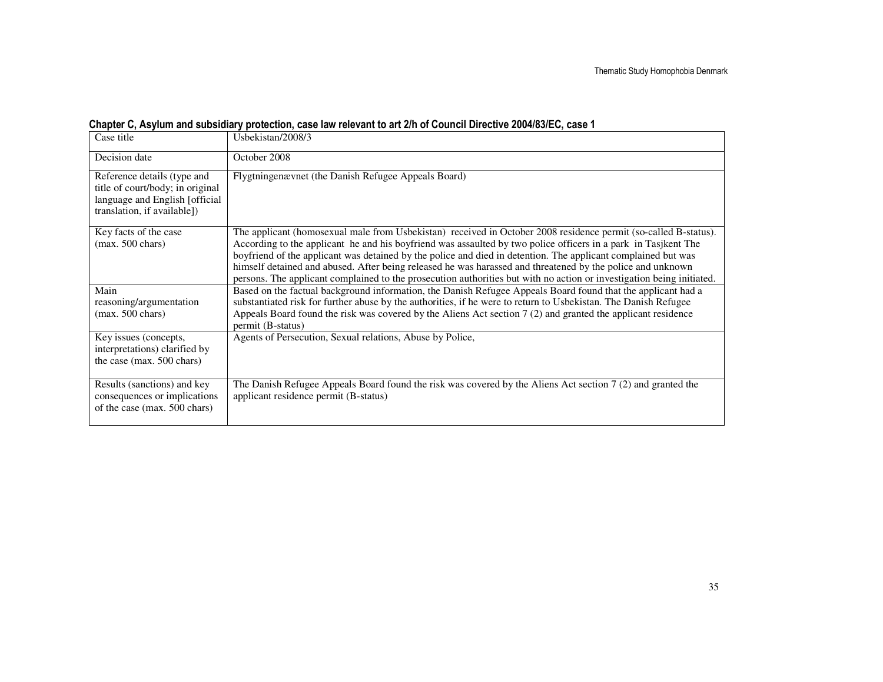**Chapter C, Asylum and subsidiary protection, case law relevant to art 2/h of Council Directive 2004/83/EC, case 1**

| Case title | Usbekistan/2008/3 |
|---|---|
| Decision date | October 2008 |
| Reference details (type and title of court/body; in original language and English [official translation, if available]) | Flygtningenævnet (the Danish Refugee Appeals Board) |
| Key facts of the case (max. 500 chars) | The applicant (homosexual male from Usbekistan) received in October 2008 residence permit (so-called B-status). According to the applicant he and his boyfriend was assaulted by two police officers in a park in Tasjkent The boyfriend of the applicant was detained by the police and died in detention. The applicant complained but was himself detained and abused. After being released he was harassed and threatened by the police and unknown persons. The applicant complained to the prosecution authorities but with no action or investigation being initiated. |
| Main reasoning/argumentation (max. 500 chars) | Based on the factual background information, the Danish Refugee Appeals Board found that the applicant had a substantiated risk for further abuse by the authorities, if he were to return to Usbekistan. The Danish Refugee Appeals Board found the risk was covered by the Aliens Act section 7 (2) and granted the applicant residence permit (B-status) |
| Key issues (concepts, interpretations) clarified by the case (max. 500 chars) | Agents of Persecution, Sexual relations, Abuse by Police, |
| Results (sanctions) and key consequences or implications of the case (max. 500 chars) | The Danish Refugee Appeals Board found the risk was covered by the Aliens Act section 7 (2) and granted the applicant residence permit (B-status) |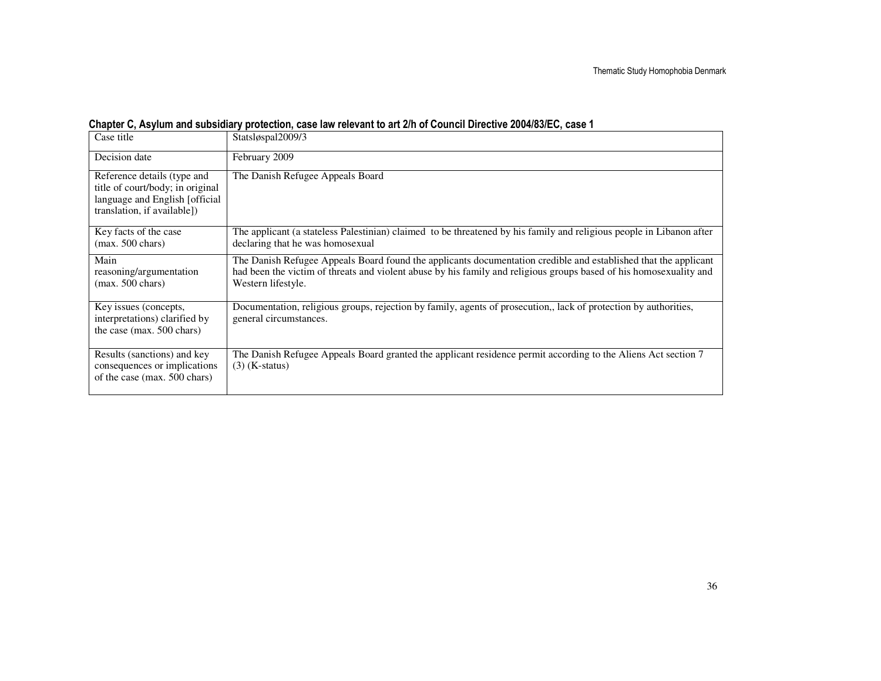**Chapter C, Asylum and subsidiary protection, case law relevant to art 2/h of Council Directive 2004/83/EC, case 1**

| Case title | Statsløspal2009/3 |
|---|---|
| Decision date | February 2009 |
| Reference details (type and title of court/body; in original language and English [official translation, if available]) | The Danish Refugee Appeals Board |
| Key facts of the case (max. 500 chars) | The applicant (a stateless Palestinian) claimed to be threatened by his family and religious people in Libanon after declaring that he was homosexual |
| Main reasoning/argumentation (max. 500 chars) | The Danish Refugee Appeals Board found the applicants documentation credible and established that the applicant had been the victim of threats and violent abuse by his family and religious groups based of his homosexuality and Western lifestyle. |
| Key issues (concepts, interpretations) clarified by the case (max. 500 chars) | Documentation, religious groups, rejection by family, agents of prosecution,, lack of protection by authorities, general circumstances. |
| Results (sanctions) and key consequences or implications of the case (max. 500 chars) | The Danish Refugee Appeals Board granted the applicant residence permit according to the Aliens Act section 7 (3) (K-status) |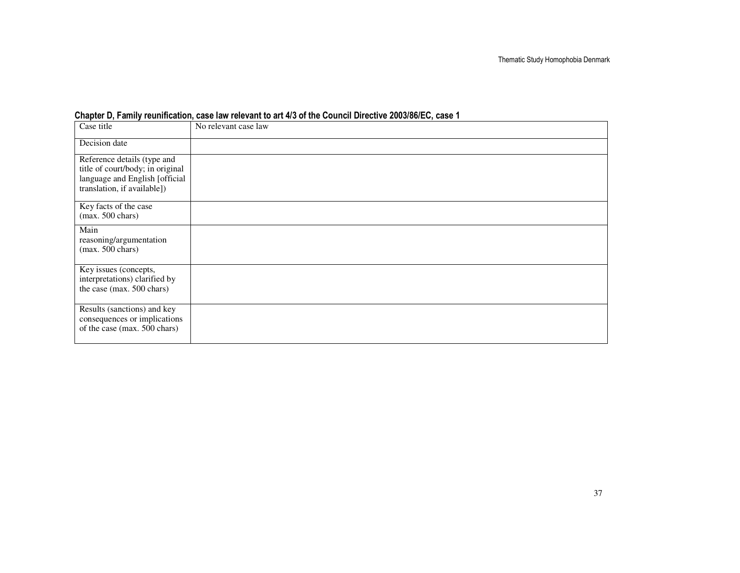**Chapter D, Family reunification, case law relevant to art 4/3 of the Council Directive 2003/86/EC, case 1**

| Case title | No relevant case law |
|---|---|
| Decision date | |
| Reference details (type and title of court/body; in original language and English [official translation, if available]) | |
| Key facts of the case (max. 500 chars) | |
| Main reasoning/argumentation (max. 500 chars) | |
| Key issues (concepts, interpretations) clarified by the case (max. 500 chars) | |
| Results (sanctions) and key consequences or implications of the case (max. 500 chars) | |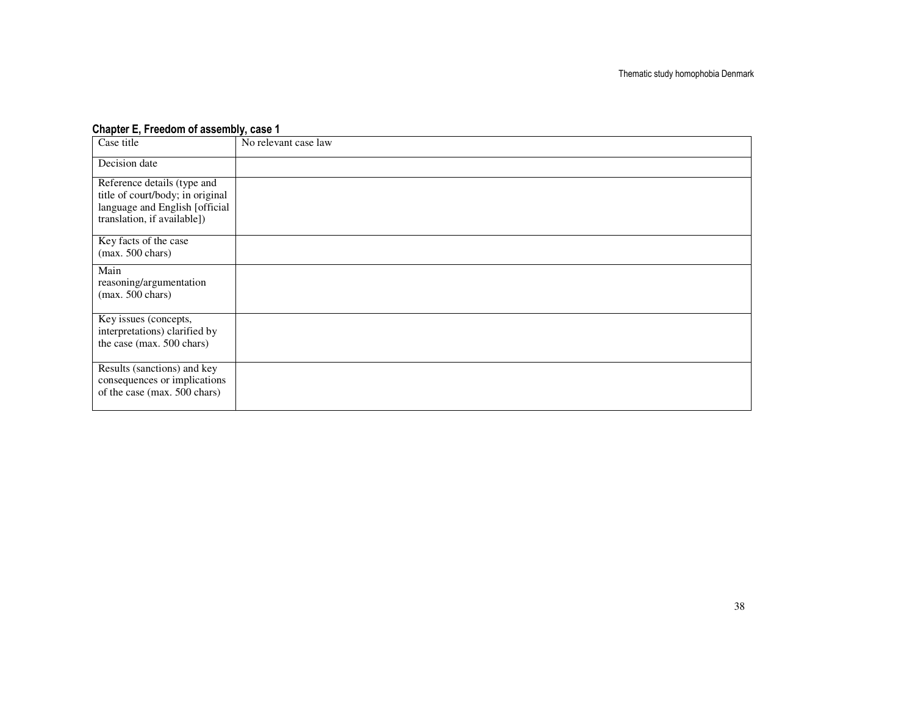**Chapter E, Freedom of assembly, case 1**

| Case title | No relevant case law |
|---|---|
| Decision date | |
| Reference details (type and title of court/body; in original language and English [official translation, if available]) | |
| Key facts of the case (max. 500 chars) | |
| Main reasoning/argumentation (max. 500 chars) | |
| Key issues (concepts, interpretations) clarified by the case (max. 500 chars) | |
| Results (sanctions) and key consequences or implications of the case (max. 500 chars) | |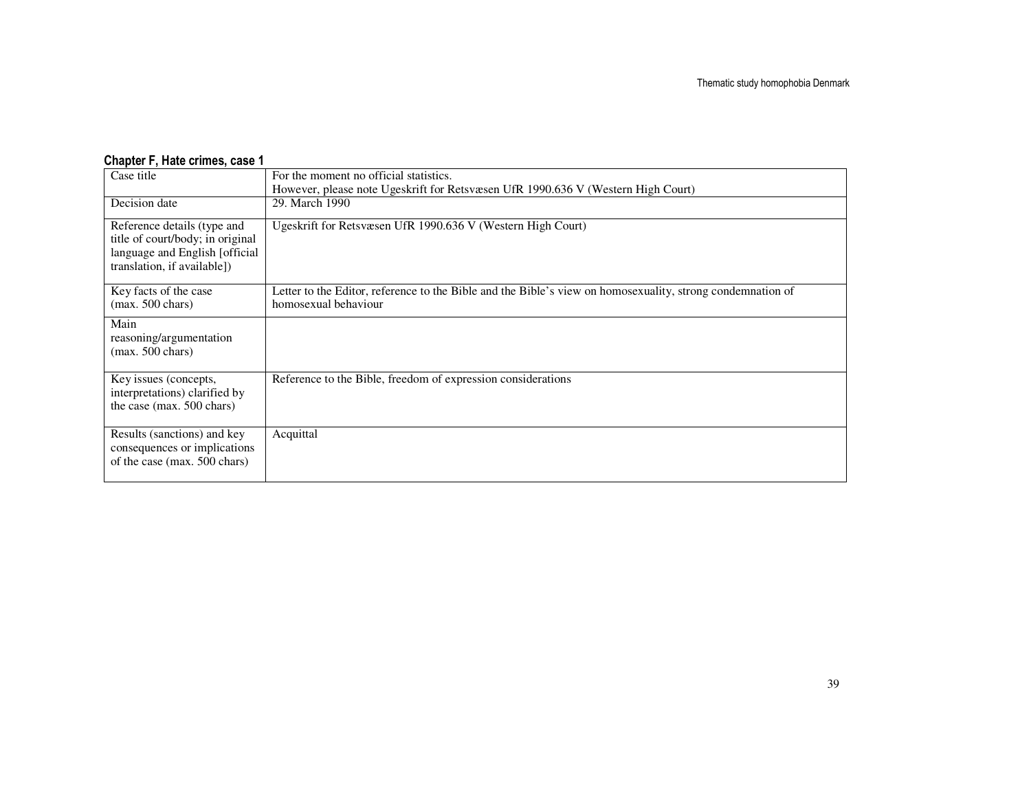### Chapter F, Hate crimes, case 1

| Case title | For the moment no official statistics.<br>However, please note Ugeskrift for Retsvæsen UfR 1990.636 V (Western High Court) |
|---|---|
| Decision date | 29. March 1990 |
| Reference details (type and title of court/body; in original language and English [official translation, if available]) | Ugeskrift for Retsvæsen UfR 1990.636 V (Western High Court) |
| Key facts of the case (max. 500 chars) | Letter to the Editor, reference to the Bible and the Bible's view on homosexuality, strong condemnation of homosexual behaviour |
| Main reasoning/argumentation (max. 500 chars) | |
| Key issues (concepts, interpretations) clarified by the case (max. 500 chars) | Reference to the Bible, freedom of expression considerations |
| Results (sanctions) and key consequences or implications of the case (max. 500 chars) | Acquittal |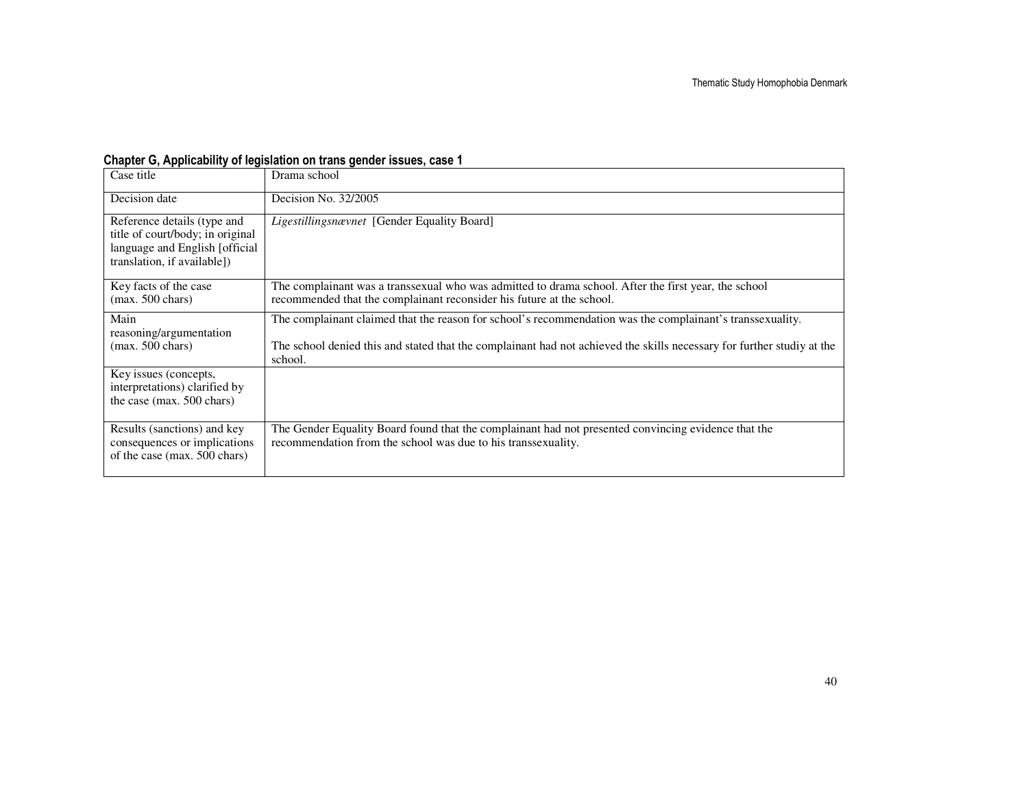**Chapter G, Applicability of legislation on trans gender issues, case 1**

| Case title | Drama school |
|---|---|
| Decision date | Decision No. 32/2005 |
| Reference details (type and title of court/body; in original language and English [official translation, if available]) | *Ligestillingsnævnet* [Gender Equality Board] |
| Key facts of the case (max. 500 chars) | The complainant was a transsexual who was admitted to drama school. After the first year, the school recommended that the complainant reconsider his future at the school. |
| Main reasoning/argumentation (max. 500 chars) | The complainant claimed that the reason for school's recommendation was the complainant's transsexuality.<br><br>The school denied this and stated that the complainant had not achieved the skills necessary for further studiy at the school. |
| Key issues (concepts, interpretations) clarified by the case (max. 500 chars) | |
| Results (sanctions) and key consequences or implications of the case (max. 500 chars) | The Gender Equality Board found that the complainant had not presented convincing evidence that the recommendation from the school was due to his transsexuality. |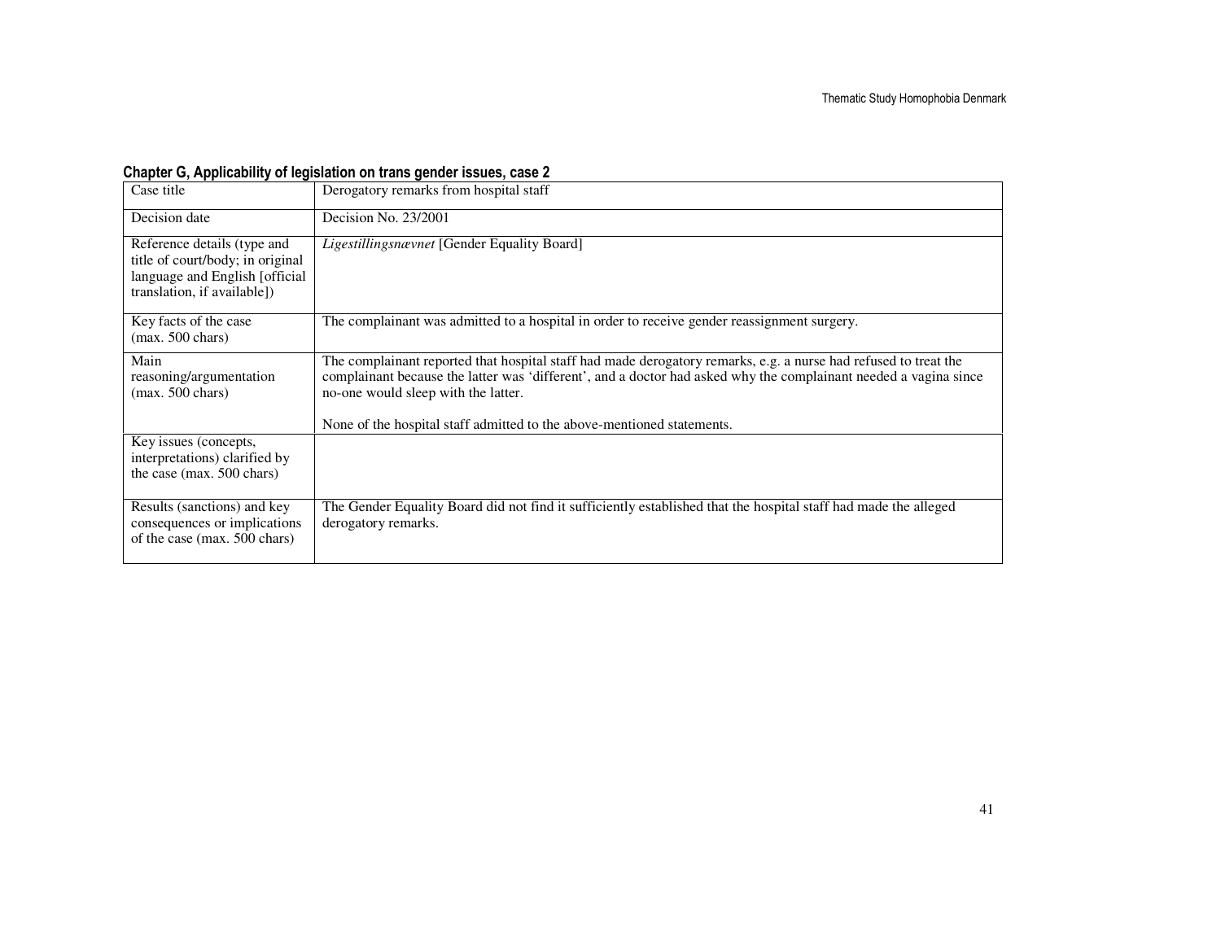**Chapter G, Applicability of legislation on trans gender issues, case 2**

| Case title | Derogatory remarks from hospital staff |
|---|---|
| Decision date | Decision No. 23/2001 |
| Reference details (type and title of court/body; in original language and English [official translation, if available]) | *Ligestillingsnævnet* [Gender Equality Board] |
| Key facts of the case (max. 500 chars) | The complainant was admitted to a hospital in order to receive gender reassignment surgery. |
| Main reasoning/argumentation (max. 500 chars) | The complainant reported that hospital staff had made derogatory remarks, e.g. a nurse had refused to treat the complainant because the latter was 'different', and a doctor had asked why the complainant needed a vagina since no-one would sleep with the latter.<br><br>None of the hospital staff admitted to the above-mentioned statements. |
| Key issues (concepts, interpretations) clarified by the case (max. 500 chars) | |
| Results (sanctions) and key consequences or implications of the case (max. 500 chars) | The Gender Equality Board did not find it sufficiently established that the hospital staff had made the alleged derogatory remarks. |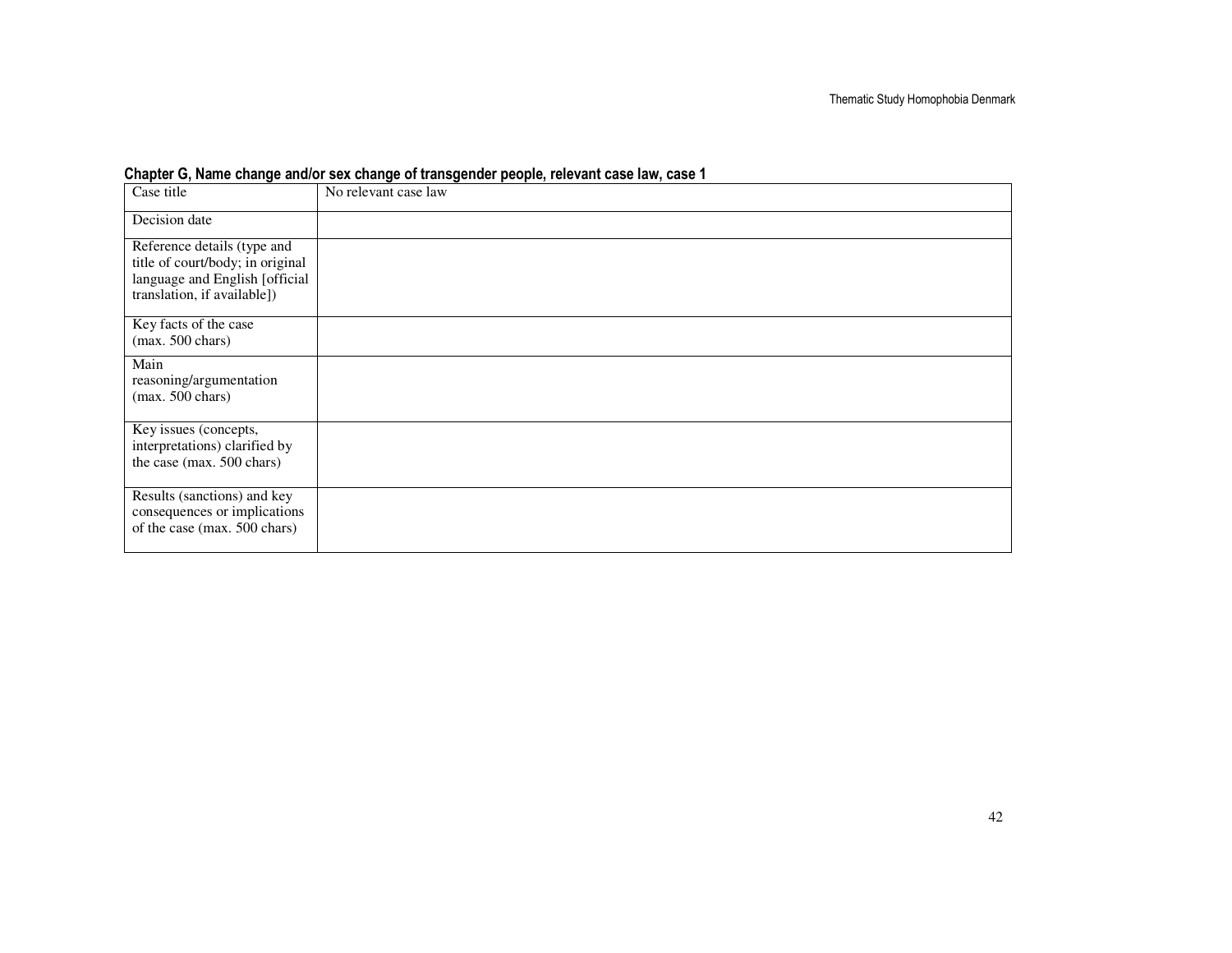**Chapter G, Name change and/or sex change of transgender people, relevant case law, case 1**

| Case title | No relevant case law |
|---|---|
| Decision date | |
| Reference details (type and title of court/body; in original language and English [official translation, if available]) | |
| Key facts of the case (max. 500 chars) | |
| Main reasoning/argumentation (max. 500 chars) | |
| Key issues (concepts, interpretations) clarified by the case (max. 500 chars) | |
| Results (sanctions) and key consequences or implications of the case (max. 500 chars) | |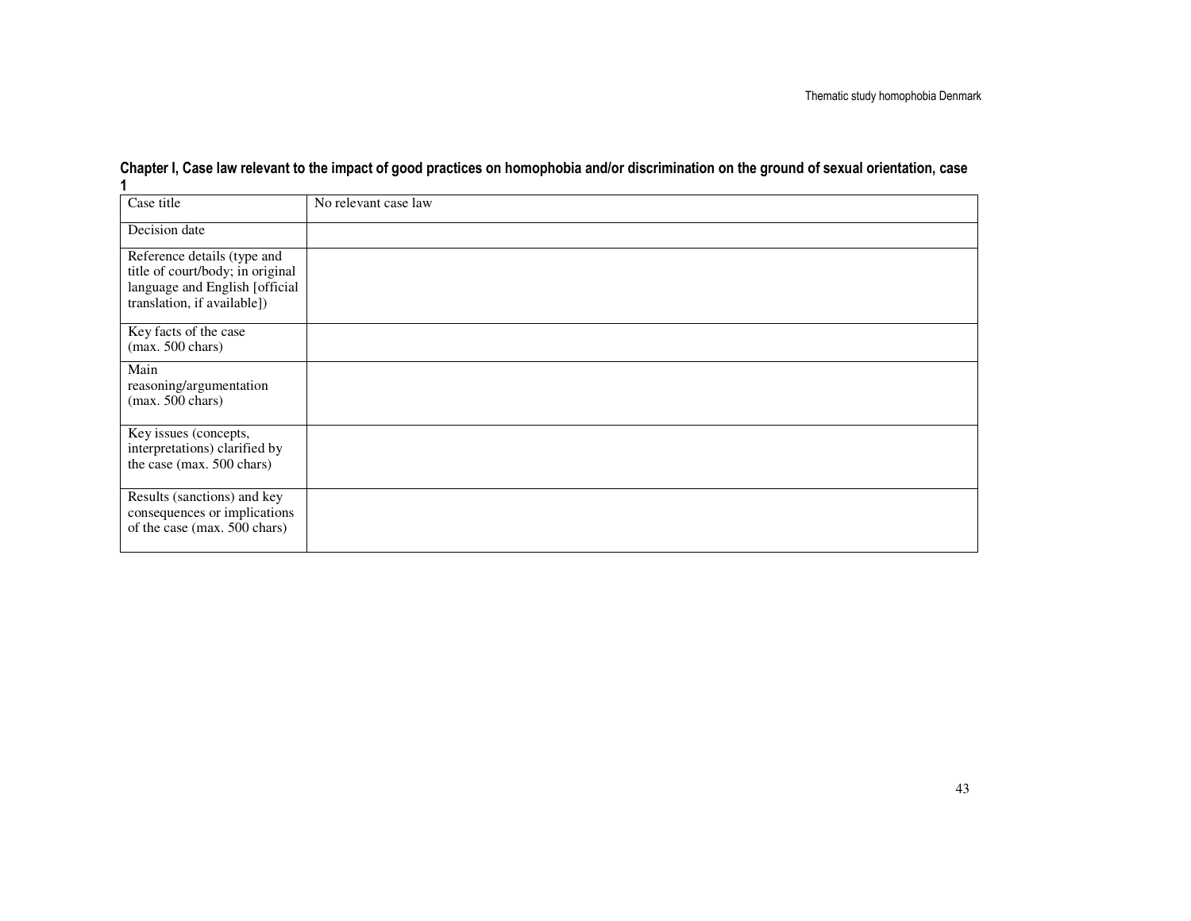**Chapter I, Case law relevant to the impact of good practices on homophobia and/or discrimination on the ground of sexual orientation, case 1**

| Case title | No relevant case law |
|---|---|
| Decision date | |
| Reference details (type and title of court/body; in original language and English [official translation, if available]) | |
| Key facts of the case (max. 500 chars) | |
| Main reasoning/argumentation (max. 500 chars) | |
| Key issues (concepts, interpretations) clarified by the case (max. 500 chars) | |
| Results (sanctions) and key consequences or implications of the case (max. 500 chars) | |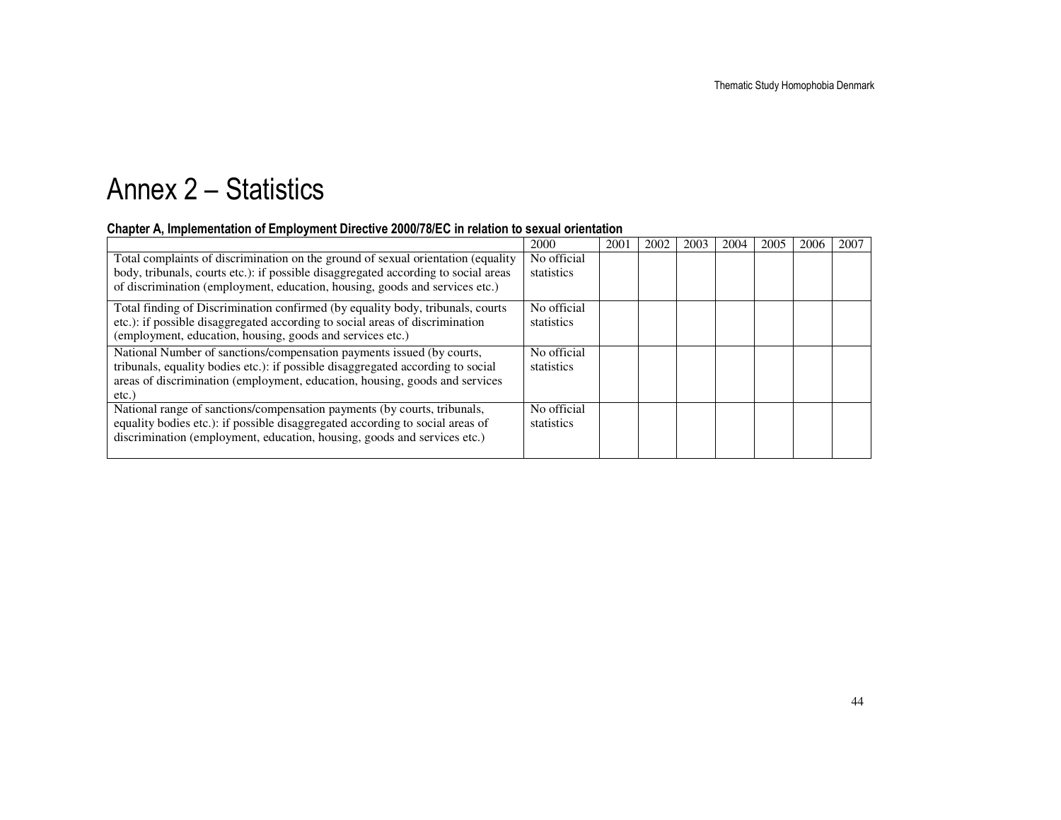# Annex 2 – Statistics

**Chapter A, Implementation of Employment Directive 2000/78/EC in relation to sexual orientation**

| | 2000 | 2001 | 2002 | 2003 | 2004 | 2005 | 2006 | 2007 |
|---|---|---|---|---|---|---|---|---|
| Total complaints of discrimination on the ground of sexual orientation (equality body, tribunals, courts etc.): if possible disaggregated according to social areas of discrimination (employment, education, housing, goods and services etc.) | No official statistics | | | | | | | |
| Total finding of Discrimination confirmed (by equality body, tribunals, courts etc.): if possible disaggregated according to social areas of discrimination (employment, education, housing, goods and services etc.) | No official statistics | | | | | | | |
| National Number of sanctions/compensation payments issued (by courts, tribunals, equality bodies etc.): if possible disaggregated according to social areas of discrimination (employment, education, housing, goods and services etc.) | No official statistics | | | | | | | |
| National range of sanctions/compensation payments (by courts, tribunals, equality bodies etc.): if possible disaggregated according to social areas of discrimination (employment, education, housing, goods and services etc.) | No official statistics | | | | | | | |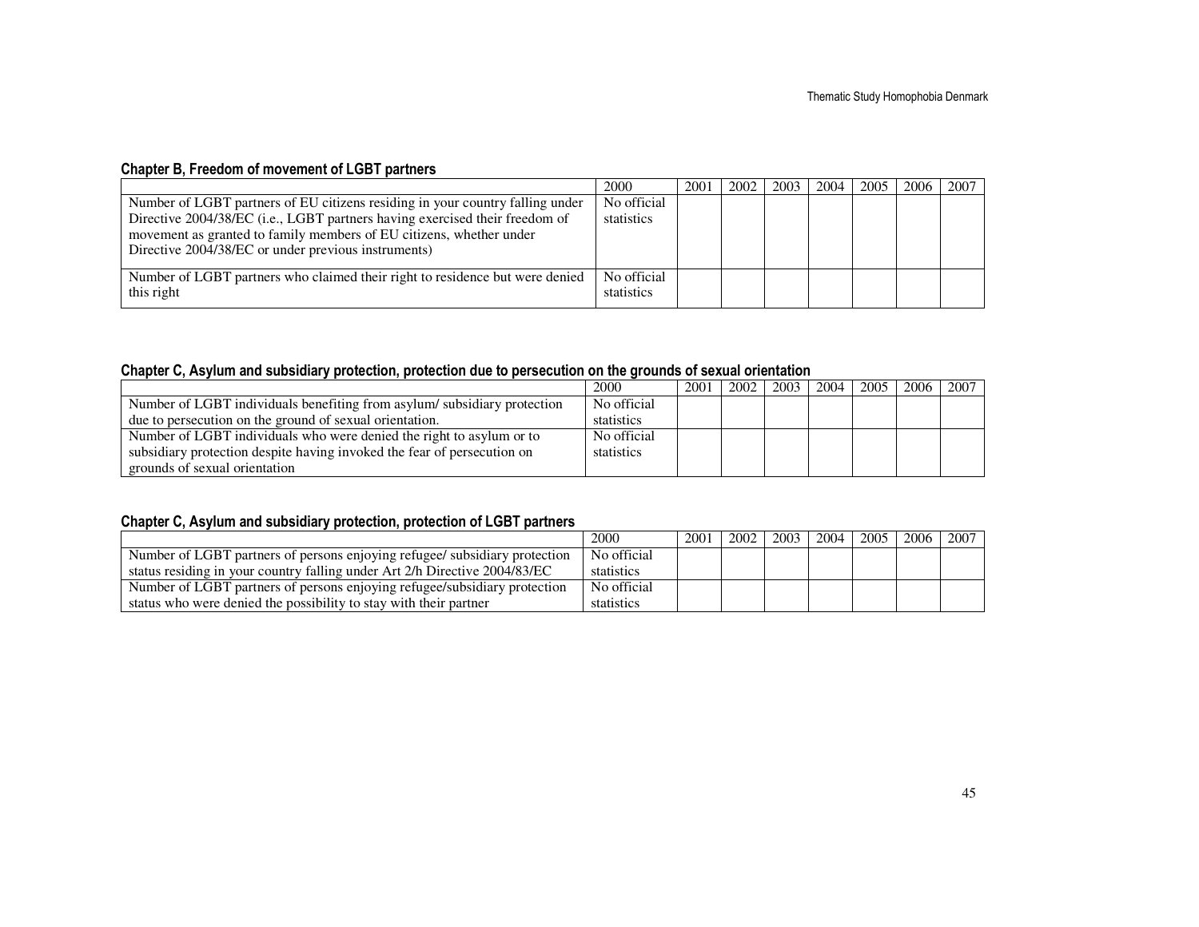#### Chapter B, Freedom of movement of LGBT partners

| | 2000 | 2001 | 2002 | 2003 | 2004 | 2005 | 2006 | 2007 |
|---|---|---|---|---|---|---|---|---|
| Number of LGBT partners of EU citizens residing in your country falling under Directive 2004/38/EC (i.e., LGBT partners having exercised their freedom of movement as granted to family members of EU citizens, whether under Directive 2004/38/EC or under previous instruments) | No official statistics | | | | | | | |
| Number of LGBT partners who claimed their right to residence but were denied this right | No official statistics | | | | | | | |

#### Chapter C, Asylum and subsidiary protection, protection due to persecution on the grounds of sexual orientation

| | 2000 | 2001 | 2002 | 2003 | 2004 | 2005 | 2006 | 2007 |
|---|---|---|---|---|---|---|---|---|
| Number of LGBT individuals benefiting from asylum/ subsidiary protection due to persecution on the ground of sexual orientation. | No official statistics | | | | | | | |
| Number of LGBT individuals who were denied the right to asylum or to subsidiary protection despite having invoked the fear of persecution on grounds of sexual orientation | No official statistics | | | | | | | |

#### Chapter C, Asylum and subsidiary protection, protection of LGBT partners

| | 2000 | 2001 | 2002 | 2003 | 2004 | 2005 | 2006 | 2007 |
|---|---|---|---|---|---|---|---|---|
| Number of LGBT partners of persons enjoying refugee/ subsidiary protection status residing in your country falling under Art 2/h Directive 2004/83/EC | No official statistics | | | | | | | |
| Number of LGBT partners of persons enjoying refugee/subsidiary protection status who were denied the possibility to stay with their partner | No official statistics | | | | | | | |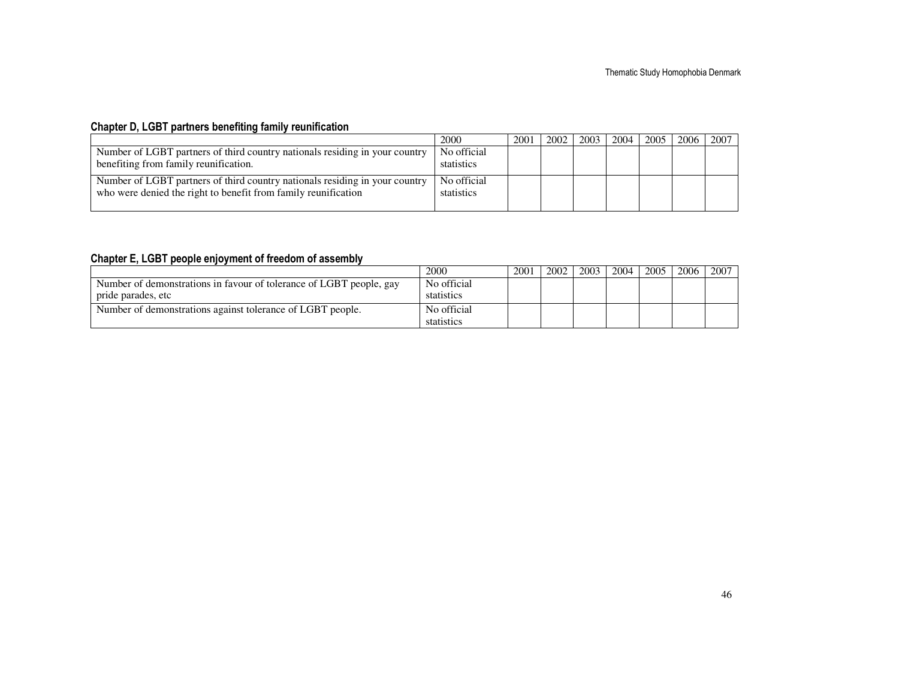#### Chapter D, LGBT partners benefiting family reunification

| | 2000 | 2001 | 2002 | 2003 | 2004 | 2005 | 2006 | 2007 |
|---|---|---|---|---|---|---|---|---|
| Number of LGBT partners of third country nationals residing in your country benefiting from family reunification. | No official statistics | | | | | | | |
| Number of LGBT partners of third country nationals residing in your country who were denied the right to benefit from family reunification | No official statistics | | | | | | | |

#### Chapter E, LGBT people enjoyment of freedom of assembly

| | 2000 | 2001 | 2002 | 2003 | 2004 | 2005 | 2006 | 2007 |
|---|---|---|---|---|---|---|---|---|
| Number of demonstrations in favour of tolerance of LGBT people, gay pride parades, etc | No official statistics | | | | | | | |
| Number of demonstrations against tolerance of LGBT people. | No official statistics | | | | | | | |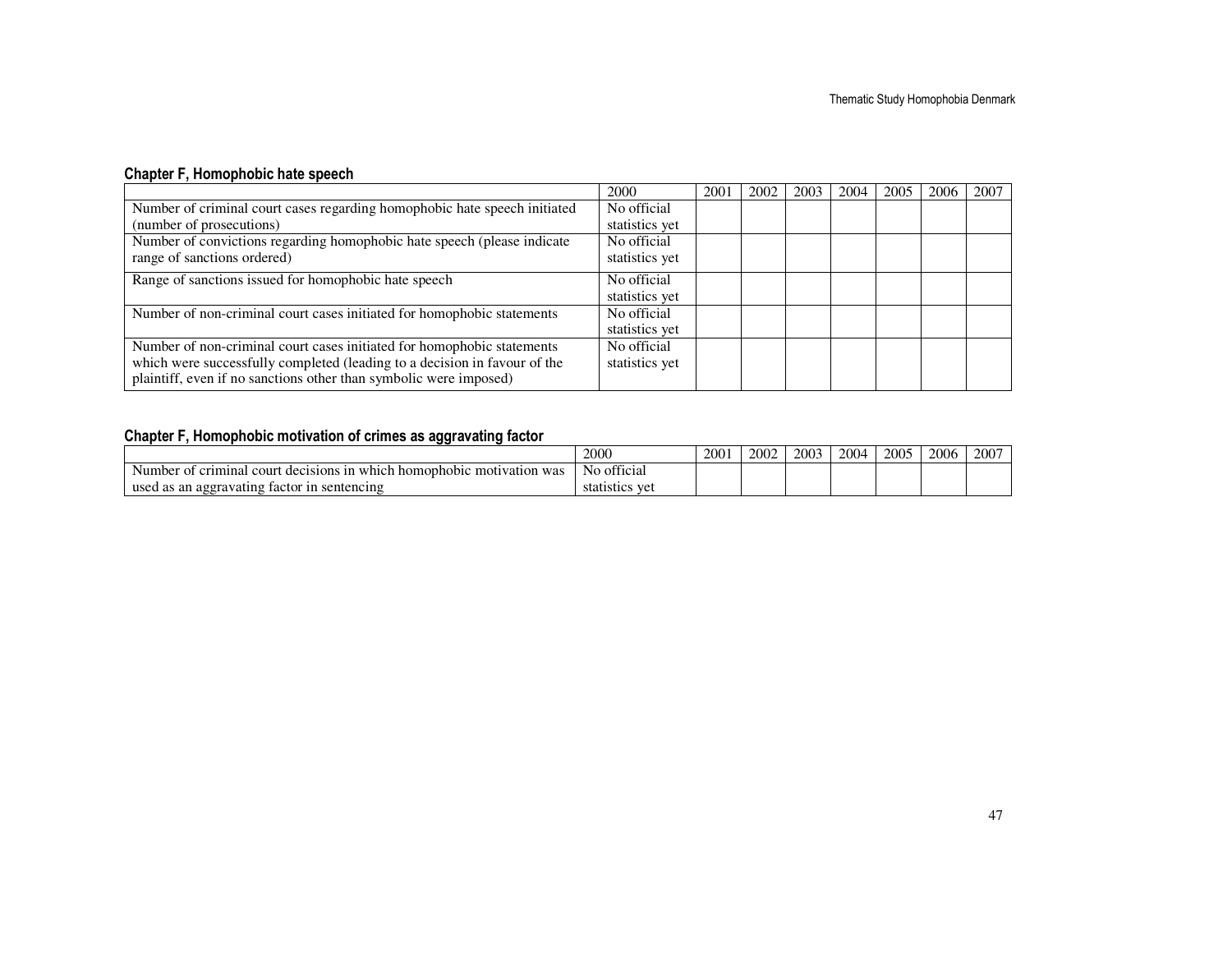#### Chapter F, Homophobic hate speech

| | 2000 | 2001 | 2002 | 2003 | 2004 | 2005 | 2006 | 2007 |
|---|---|---|---|---|---|---|---|---|
| Number of criminal court cases regarding homophobic hate speech initiated (number of prosecutions) | No official statistics yet | | | | | | | |
| Number of convictions regarding homophobic hate speech (please indicate range of sanctions ordered) | No official statistics yet | | | | | | | |
| Range of sanctions issued for homophobic hate speech | No official statistics yet | | | | | | | |
| Number of non-criminal court cases initiated for homophobic statements | No official statistics yet | | | | | | | |
| Number of non-criminal court cases initiated for homophobic statements which were successfully completed (leading to a decision in favour of the plaintiff, even if no sanctions other than symbolic were imposed) | No official statistics yet | | | | | | | |

#### Chapter F, Homophobic motivation of crimes as aggravating factor

| | 2000 | 2001 | 2002 | 2003 | 2004 | 2005 | 2006 | 2007 |
|---|---|---|---|---|---|---|---|---|
| Number of criminal court decisions in which homophobic motivation was used as an aggravating factor in sentencing | No official statistics yet | | | | | | | |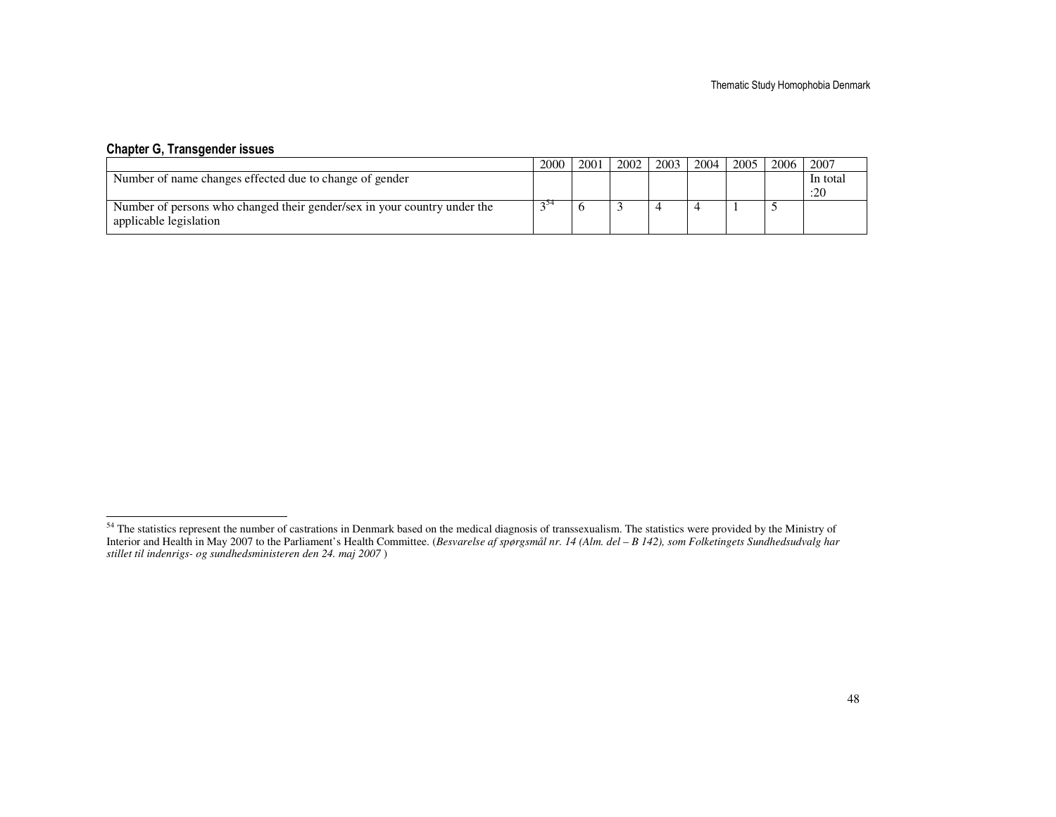#### Chapter G, Transgender issues

| | 2000 | 2001 | 2002 | 2003 | 2004 | 2005 | 2006 | 2007 |
|---|---|---|---|---|---|---|---|---|
| Number of name changes effected due to change of gender | | | | | | | | In total :20 |
| Number of persons who changed their gender/sex in your country under the applicable legislation | 3[54] | 6 | 3 | 4 | 4 | 1 | 5 | |

---

[54] The statistics represent the number of castrations in Denmark based on the medical diagnosis of transsexualism. The statistics were provided by the Ministry of Interior and Health in May 2007 to the Parliament's Health Committee. (*Besvarelse af spørgsmål nr. 14 (Alm. del – B 142), som Folketingets Sundhedsudvalg har stillet til indenrigs- og sundhedsministeren den 24. maj 2007* )